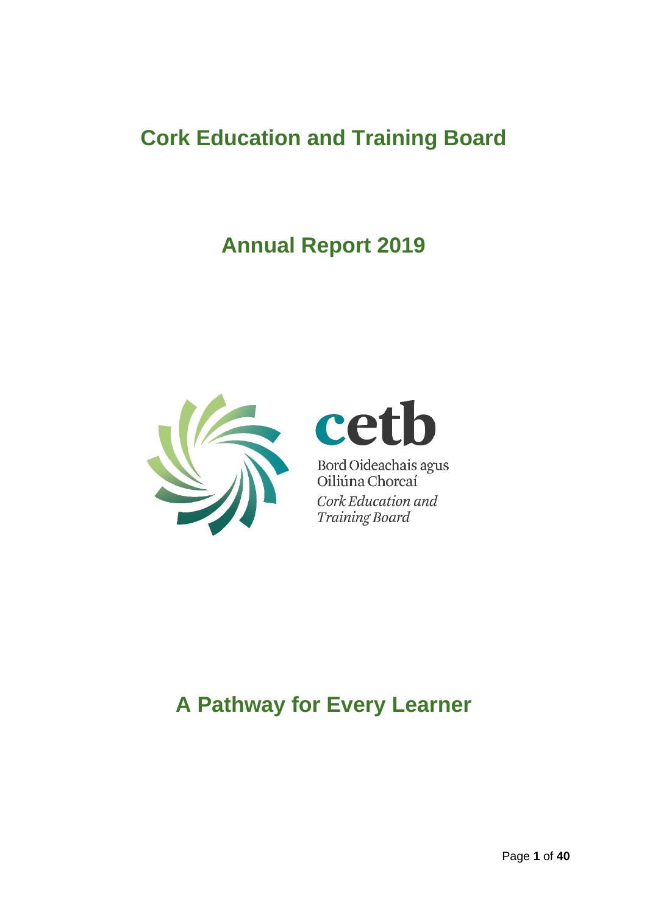# Cork Education and Training Board

## Annual Report 2019

cetb

Bord Oideachais agus Oiliúna Chorcaí

*Cork Education and Training Board*

## A Pathway for Every Learner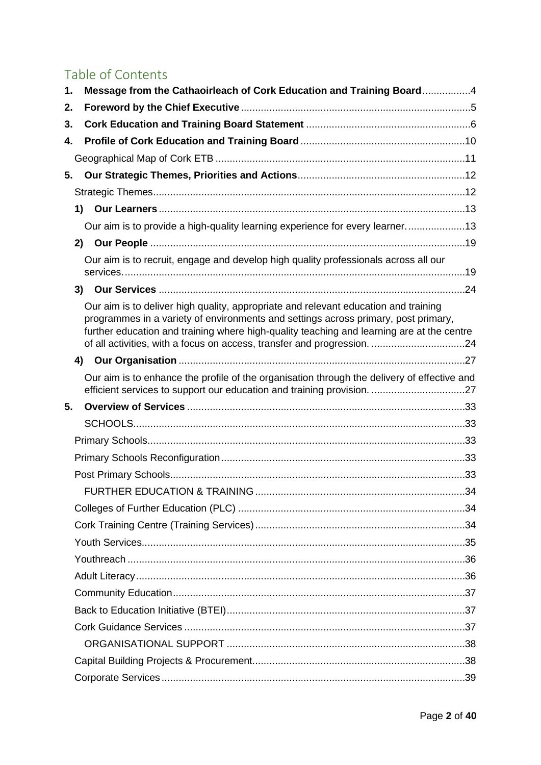# Table of Contents

1. **Message from the Cathaoirleach of Cork Education and Training Board** ....................4
2. **Foreword by the Chief Executive** ....................5
3. **Cork Education and Training Board Statement** ....................6
4. **Profile of Cork Education and Training Board** ....................10

   Geographical Map of Cork ETB ....................11

5. **Our Strategic Themes, Priorities and Actions** ....................12

   Strategic Themes ....................12

   1) **Our Learners** ....................13

      Our aim is to provide a high-quality learning experience for every learner. ....................13

   2) **Our People** ....................19

      Our aim is to recruit, engage and develop high quality professionals across all our services. ....................19

   3) **Our Services** ....................24

      Our aim is to deliver high quality, appropriate and relevant education and training programmes in a variety of environments and settings across primary, post primary, further education and training where high-quality teaching and learning are at the centre of all activities, with a focus on access, transfer and progression. ....................24

   4) **Our Organisation** ....................27

      Our aim is to enhance the profile of the organisation through the delivery of effective and efficient services to support our education and training provision. ....................27

5. **Overview of Services** ....................33

   SCHOOLS ....................33

   Primary Schools ....................33

   Primary Schools Reconfiguration ....................33

   Post Primary Schools ....................33

   FURTHER EDUCATION & TRAINING ....................34

   Colleges of Further Education (PLC) ....................34

   Cork Training Centre (Training Services) ....................34

   Youth Services ....................35

   Youthreach ....................36

   Adult Literacy ....................36

   Community Education ....................37

   Back to Education Initiative (BTEI) ....................37

   Cork Guidance Services ....................37

   ORGANISATIONAL SUPPORT ....................38

   Capital Building Projects & Procurement ....................38

   Corporate Services ....................39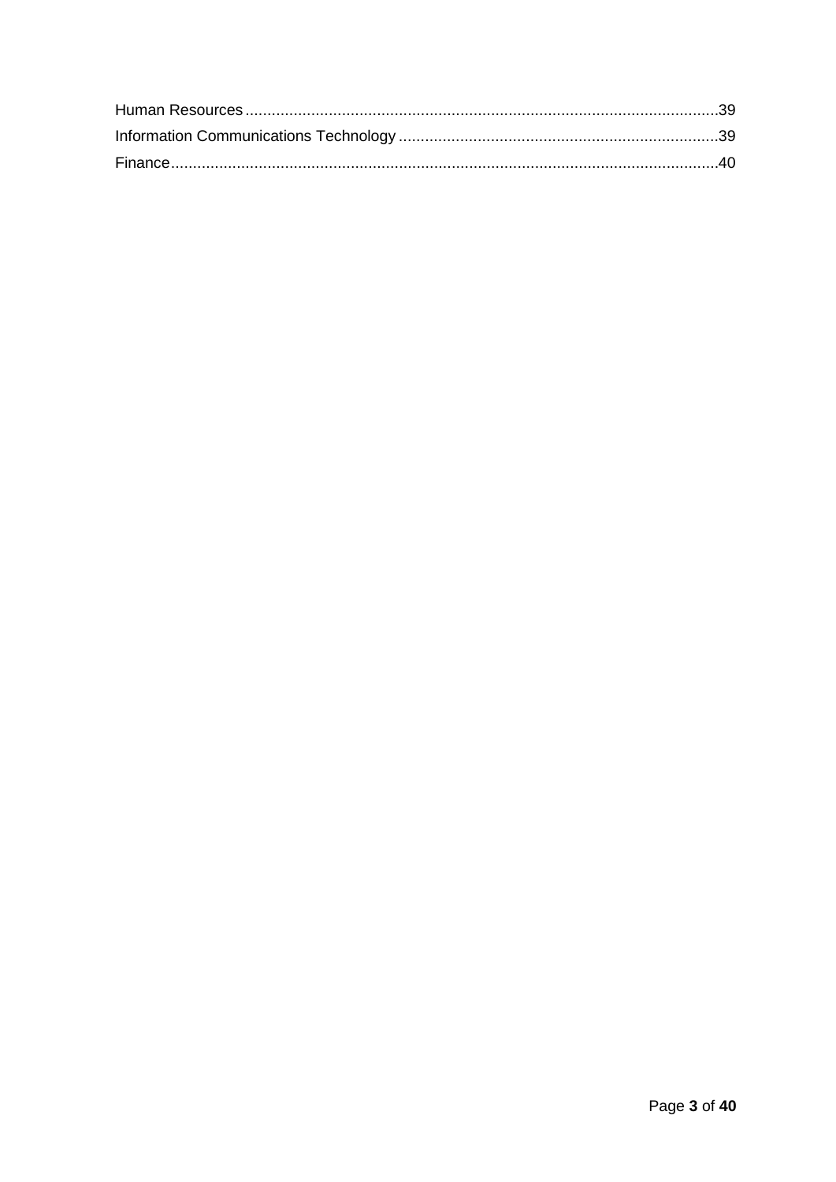Human Resources .......... 39

Information Communications Technology .......... 39

Finance .......... 40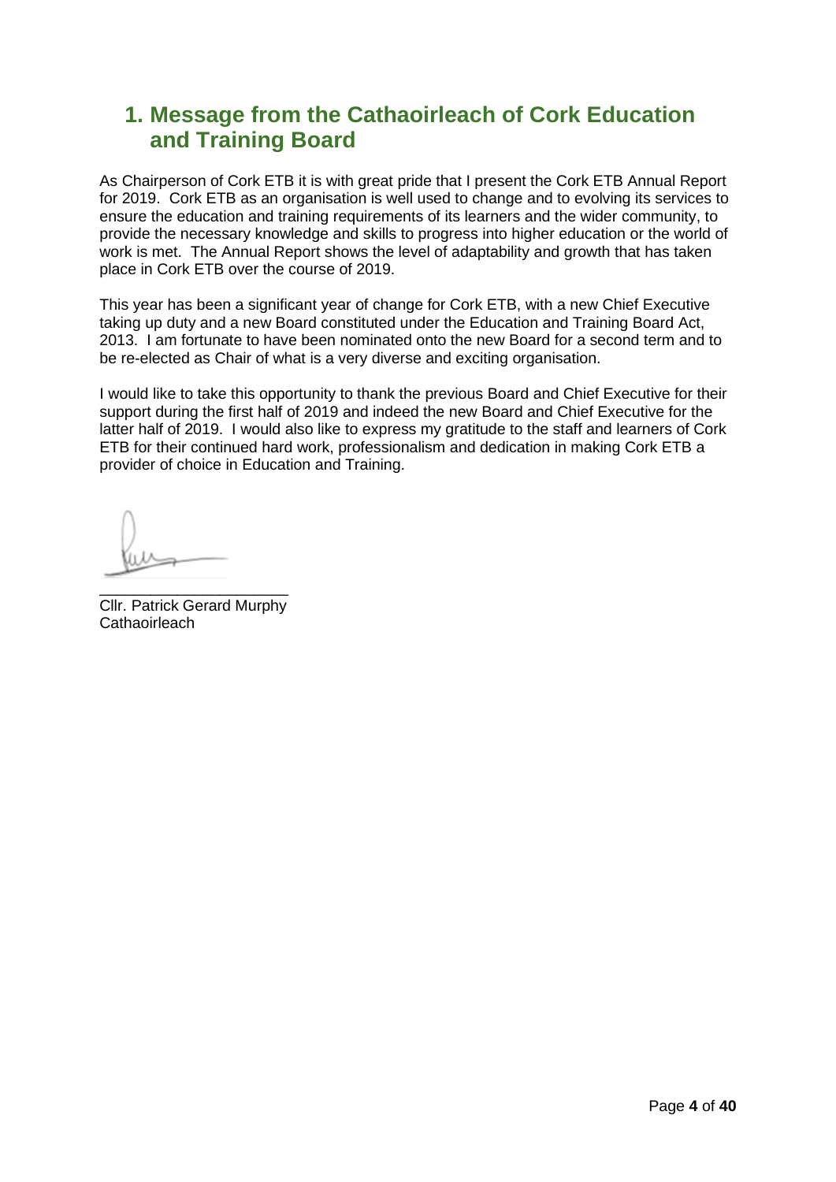# 1. Message from the Cathaoirleach of Cork Education and Training Board

As Chairperson of Cork ETB it is with great pride that I present the Cork ETB Annual Report for 2019. Cork ETB as an organisation is well used to change and to evolving its services to ensure the education and training requirements of its learners and the wider community, to provide the necessary knowledge and skills to progress into higher education or the world of work is met. The Annual Report shows the level of adaptability and growth that has taken place in Cork ETB over the course of 2019.

This year has been a significant year of change for Cork ETB, with a new Chief Executive taking up duty and a new Board constituted under the Education and Training Board Act, 2013. I am fortunate to have been nominated onto the new Board for a second term and to be re-elected as Chair of what is a very diverse and exciting organisation.

I would like to take this opportunity to thank the previous Board and Chief Executive for their support during the first half of 2019 and indeed the new Board and Chief Executive for the latter half of 2019. I would also like to express my gratitude to the staff and learners of Cork ETB for their continued hard work, professionalism and dedication in making Cork ETB a provider of choice in Education and Training.

_____________________

Cllr. Patrick Gerard Murphy
Cathaoirleach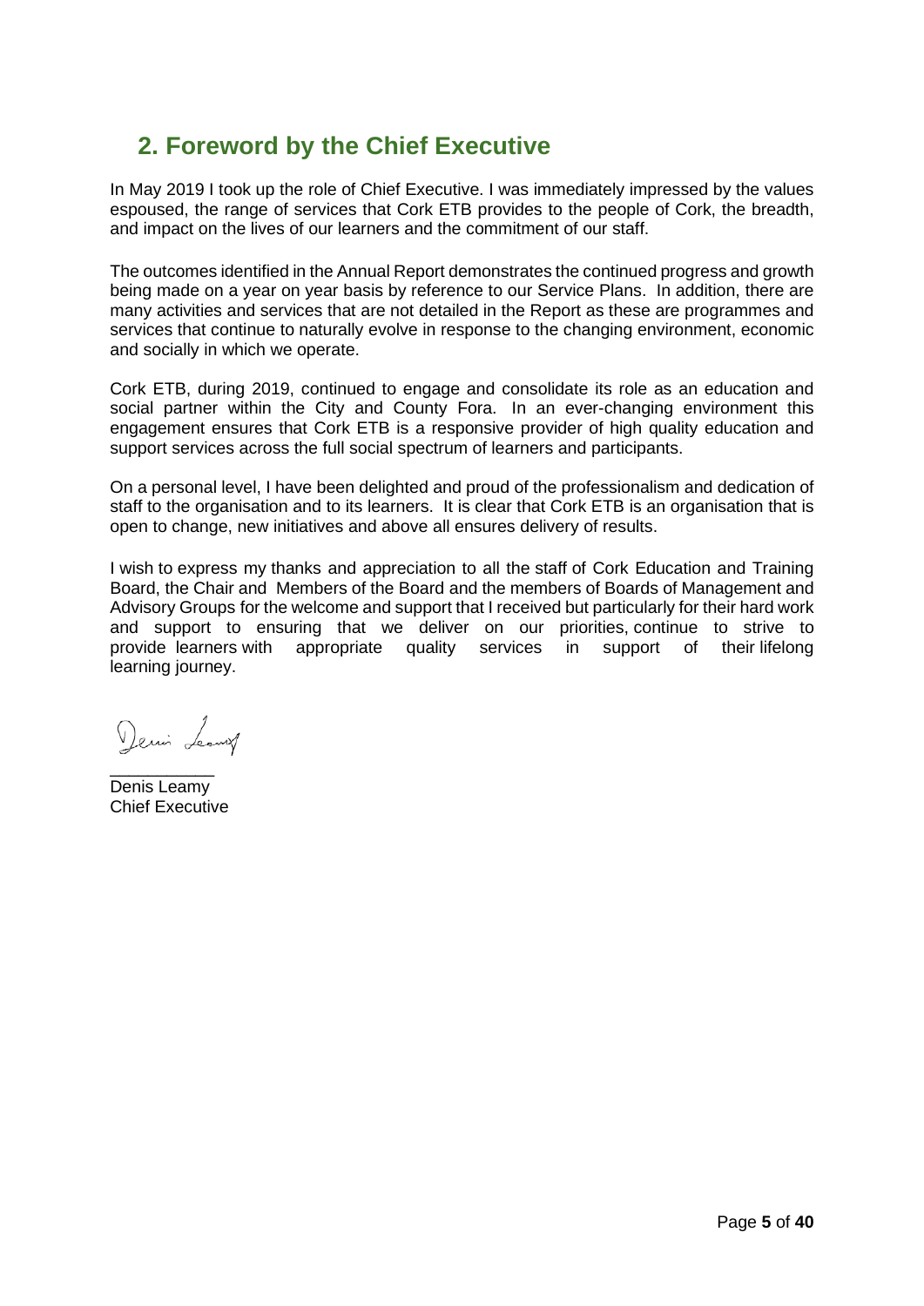## 2. Foreword by the Chief Executive

In May 2019 I took up the role of Chief Executive. I was immediately impressed by the values espoused, the range of services that Cork ETB provides to the people of Cork, the breadth, and impact on the lives of our learners and the commitment of our staff.

The outcomes identified in the Annual Report demonstrates the continued progress and growth being made on a year on year basis by reference to our Service Plans. In addition, there are many activities and services that are not detailed in the Report as these are programmes and services that continue to naturally evolve in response to the changing environment, economic and socially in which we operate.

Cork ETB, during 2019, continued to engage and consolidate its role as an education and social partner within the City and County Fora. In an ever-changing environment this engagement ensures that Cork ETB is a responsive provider of high quality education and support services across the full social spectrum of learners and participants.

On a personal level, I have been delighted and proud of the professionalism and dedication of staff to the organisation and to its learners. It is clear that Cork ETB is an organisation that is open to change, new initiatives and above all ensures delivery of results.

I wish to express my thanks and appreciation to all the staff of Cork Education and Training Board, the Chair and Members of the Board and the members of Boards of Management and Advisory Groups for the welcome and support that I received but particularly for their hard work and support to ensuring that we deliver on our priorities, continue to strive to provide learners with appropriate quality services in support of their lifelong learning journey.

Denis Leamy
Chief Executive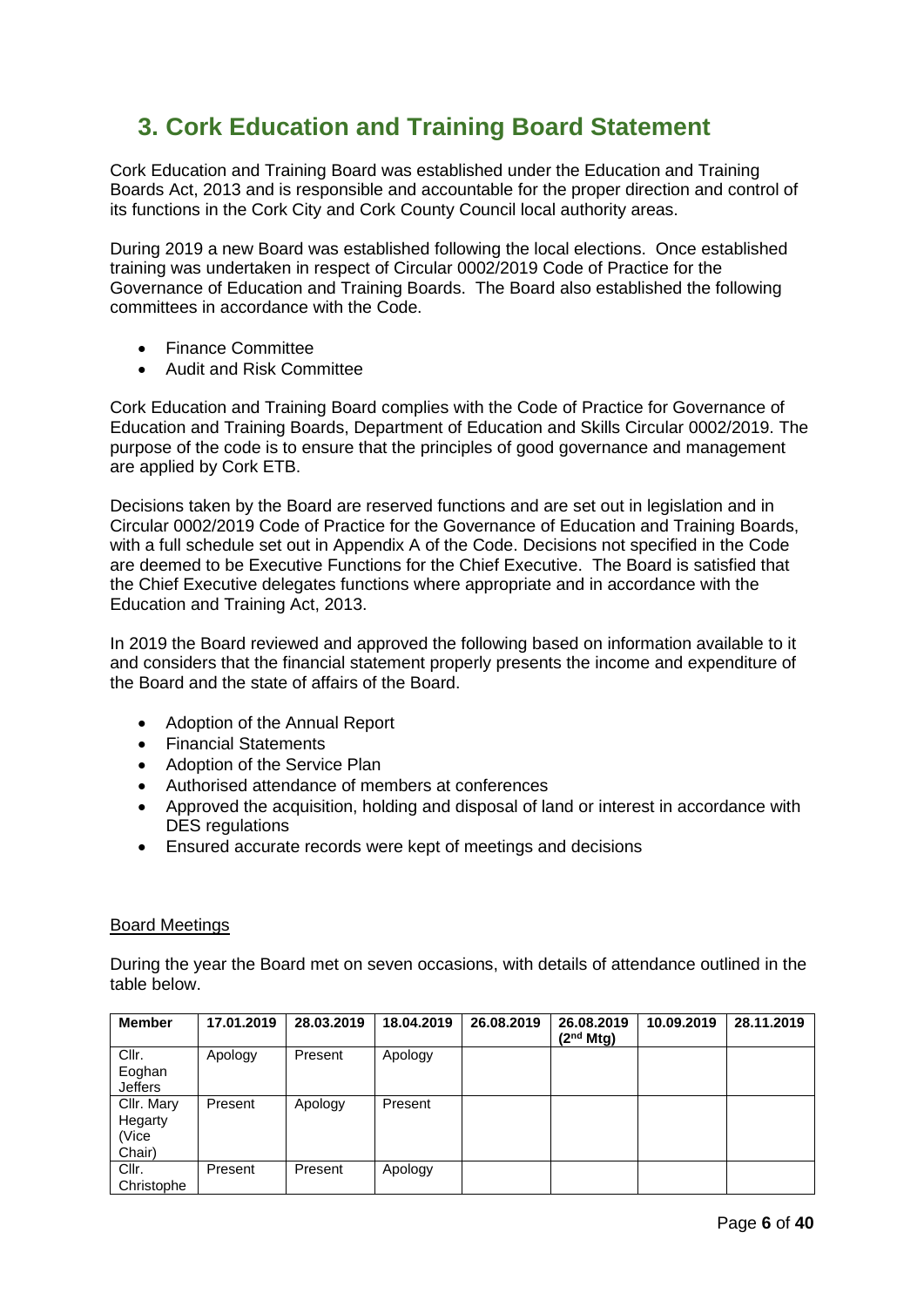## 3. Cork Education and Training Board Statement

Cork Education and Training Board was established under the Education and Training Boards Act, 2013 and is responsible and accountable for the proper direction and control of its functions in the Cork City and Cork County Council local authority areas.

During 2019 a new Board was established following the local elections. Once established training was undertaken in respect of Circular 0002/2019 Code of Practice for the Governance of Education and Training Boards. The Board also established the following committees in accordance with the Code.

- Finance Committee
- Audit and Risk Committee

Cork Education and Training Board complies with the Code of Practice for Governance of Education and Training Boards, Department of Education and Skills Circular 0002/2019. The purpose of the code is to ensure that the principles of good governance and management are applied by Cork ETB.

Decisions taken by the Board are reserved functions and are set out in legislation and in Circular 0002/2019 Code of Practice for the Governance of Education and Training Boards, with a full schedule set out in Appendix A of the Code. Decisions not specified in the Code are deemed to be Executive Functions for the Chief Executive. The Board is satisfied that the Chief Executive delegates functions where appropriate and in accordance with the Education and Training Act, 2013.

In 2019 the Board reviewed and approved the following based on information available to it and considers that the financial statement properly presents the income and expenditure of the Board and the state of affairs of the Board.

- Adoption of the Annual Report
- Financial Statements
- Adoption of the Service Plan
- Authorised attendance of members at conferences
- Approved the acquisition, holding and disposal of land or interest in accordance with DES regulations
- Ensured accurate records were kept of meetings and decisions

Board Meetings

During the year the Board met on seven occasions, with details of attendance outlined in the table below.

| Member | 17.01.2019 | 28.03.2019 | 18.04.2019 | 26.08.2019 | 26.08.2019 (2nd Mtg) | 10.09.2019 | 28.11.2019 |
|---|---|---|---|---|---|---|---|
| Cllr. Eoghan Jeffers | Apology | Present | Apology | | | | |
| Cllr. Mary Hegarty (Vice Chair) | Present | Apology | Present | | | | |
| Cllr. Christophe | Present | Present | Apology | | | | |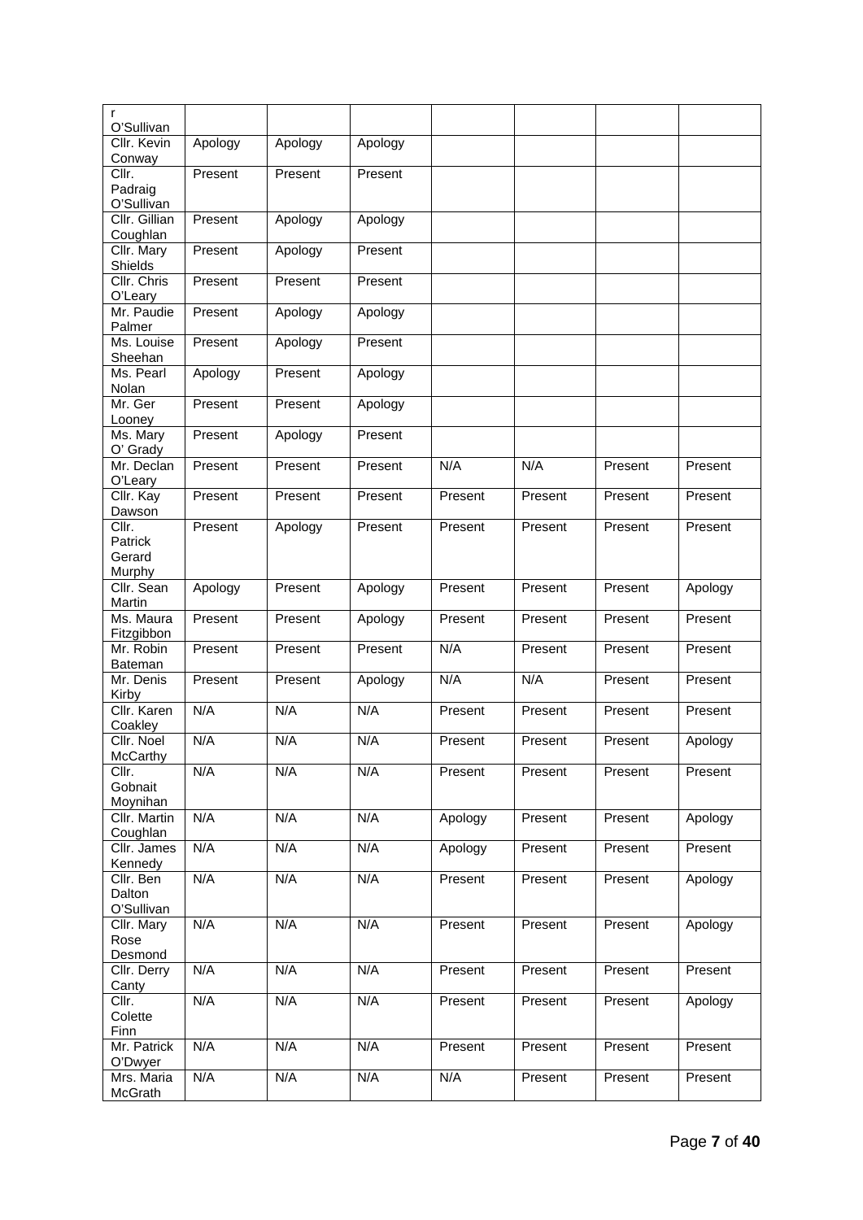| | | | | | | | |
|---|---|---|---|---|---|---|---|
| r O'Sullivan | | | | | | | |
| Cllr. Kevin Conway | Apology | Apology | Apology | | | | |
| Cllr. Padraig O'Sullivan | Present | Present | Present | | | | |
| Cllr. Gillian Coughlan | Present | Apology | Apology | | | | |
| Cllr. Mary Shields | Present | Apology | Present | | | | |
| Cllr. Chris O'Leary | Present | Present | Present | | | | |
| Mr. Paudie Palmer | Present | Apology | Apology | | | | |
| Ms. Louise Sheehan | Present | Apology | Present | | | | |
| Ms. Pearl Nolan | Apology | Present | Apology | | | | |
| Mr. Ger Looney | Present | Present | Apology | | | | |
| Ms. Mary O' Grady | Present | Apology | Present | | | | |
| Mr. Declan O'Leary | Present | Present | Present | N/A | N/A | Present | Present |
| Cllr. Kay Dawson | Present | Present | Present | Present | Present | Present | Present |
| Cllr. Patrick Gerard Murphy | Present | Apology | Present | Present | Present | Present | Present |
| Cllr. Sean Martin | Apology | Present | Apology | Present | Present | Present | Apology |
| Ms. Maura Fitzgibbon | Present | Present | Apology | Present | Present | Present | Present |
| Mr. Robin Bateman | Present | Present | Present | N/A | Present | Present | Present |
| Mr. Denis Kirby | Present | Present | Apology | N/A | N/A | Present | Present |
| Cllr. Karen Coakley | N/A | N/A | N/A | Present | Present | Present | Present |
| Cllr. Noel McCarthy | N/A | N/A | N/A | Present | Present | Present | Apology |
| Cllr. Gobnait Moynihan | N/A | N/A | N/A | Present | Present | Present | Present |
| Cllr. Martin Coughlan | N/A | N/A | N/A | Apology | Present | Present | Apology |
| Cllr. James Kennedy | N/A | N/A | N/A | Apology | Present | Present | Present |
| Cllr. Ben Dalton O'Sullivan | N/A | N/A | N/A | Present | Present | Present | Apology |
| Cllr. Mary Rose Desmond | N/A | N/A | N/A | Present | Present | Present | Apology |
| Cllr. Derry Canty | N/A | N/A | N/A | Present | Present | Present | Present |
| Cllr. Colette Finn | N/A | N/A | N/A | Present | Present | Present | Apology |
| Mr. Patrick O'Dwyer | N/A | N/A | N/A | Present | Present | Present | Present |
| Mrs. Maria McGrath | N/A | N/A | N/A | N/A | Present | Present | Present |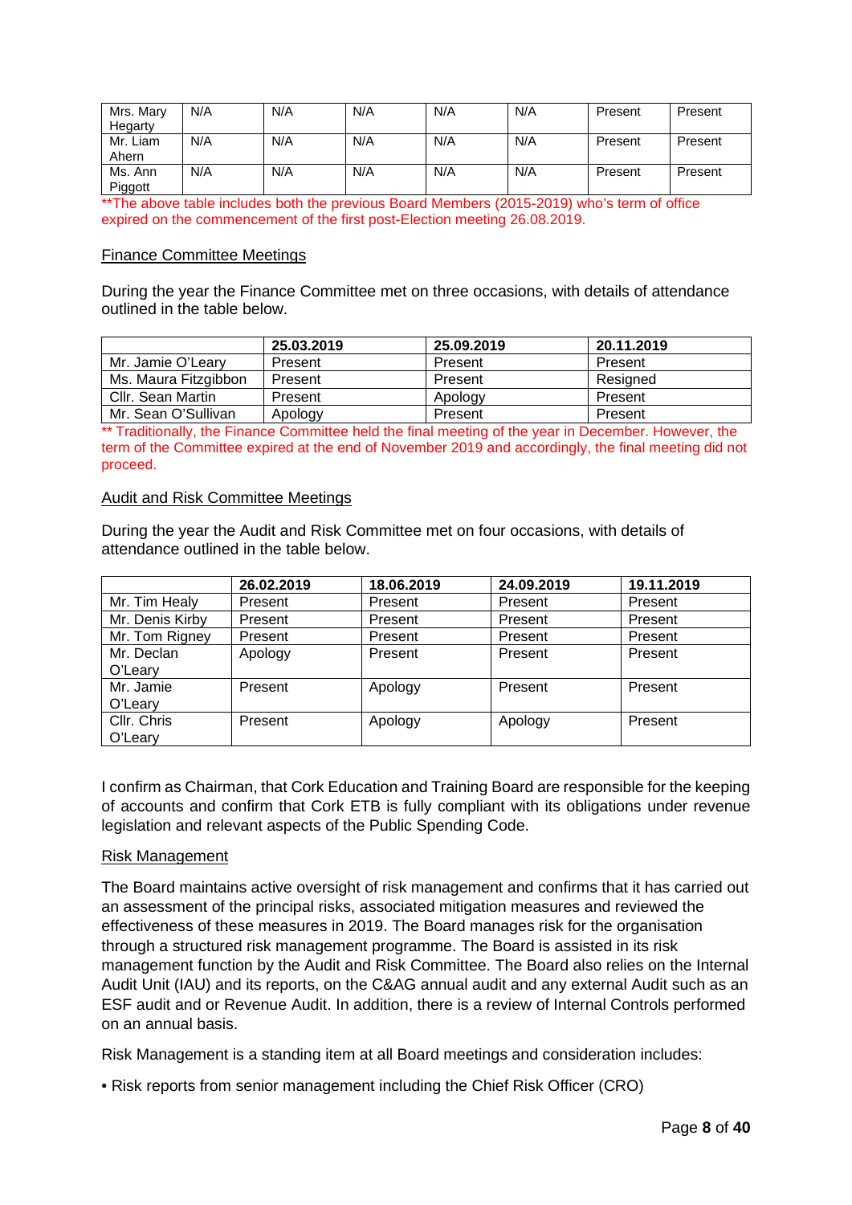| | | | | | | | |
|---|---|---|---|---|---|---|---|
| Mrs. Mary Hegarty | N/A | N/A | N/A | N/A | N/A | Present | Present |
| Mr. Liam Ahern | N/A | N/A | N/A | N/A | N/A | Present | Present |
| Ms. Ann Piggott | N/A | N/A | N/A | N/A | N/A | Present | Present |

**The above table includes both the previous Board Members (2015-2019) who's term of office expired on the commencement of the first post-Election meeting 26.08.2019.

## Finance Committee Meetings

During the year the Finance Committee met on three occasions, with details of attendance outlined in the table below.

| | 25.03.2019 | 25.09.2019 | 20.11.2019 |
|---|---|---|---|
| Mr. Jamie O'Leary | Present | Present | Present |
| Ms. Maura Fitzgibbon | Present | Present | Resigned |
| Cllr. Sean Martin | Present | Apology | Present |
| Mr. Sean O'Sullivan | Apology | Present | Present |

** Traditionally, the Finance Committee held the final meeting of the year in December. However, the term of the Committee expired at the end of November 2019 and accordingly, the final meeting did not proceed.

## Audit and Risk Committee Meetings

During the year the Audit and Risk Committee met on four occasions, with details of attendance outlined in the table below.

| | 26.02.2019 | 18.06.2019 | 24.09.2019 | 19.11.2019 |
|---|---|---|---|---|
| Mr. Tim Healy | Present | Present | Present | Present |
| Mr. Denis Kirby | Present | Present | Present | Present |
| Mr. Tom Rigney | Present | Present | Present | Present |
| Mr. Declan O'Leary | Apology | Present | Present | Present |
| Mr. Jamie O'Leary | Present | Apology | Present | Present |
| Cllr. Chris O'Leary | Present | Apology | Apology | Present |

I confirm as Chairman, that Cork Education and Training Board are responsible for the keeping of accounts and confirm that Cork ETB is fully compliant with its obligations under revenue legislation and relevant aspects of the Public Spending Code.

## Risk Management

The Board maintains active oversight of risk management and confirms that it has carried out an assessment of the principal risks, associated mitigation measures and reviewed the effectiveness of these measures in 2019. The Board manages risk for the organisation through a structured risk management programme. The Board is assisted in its risk management function by the Audit and Risk Committee. The Board also relies on the Internal Audit Unit (IAU) and its reports, on the C&AG annual audit and any external Audit such as an ESF audit and or Revenue Audit. In addition, there is a review of Internal Controls performed on an annual basis.

Risk Management is a standing item at all Board meetings and consideration includes:

- Risk reports from senior management including the Chief Risk Officer (CRO)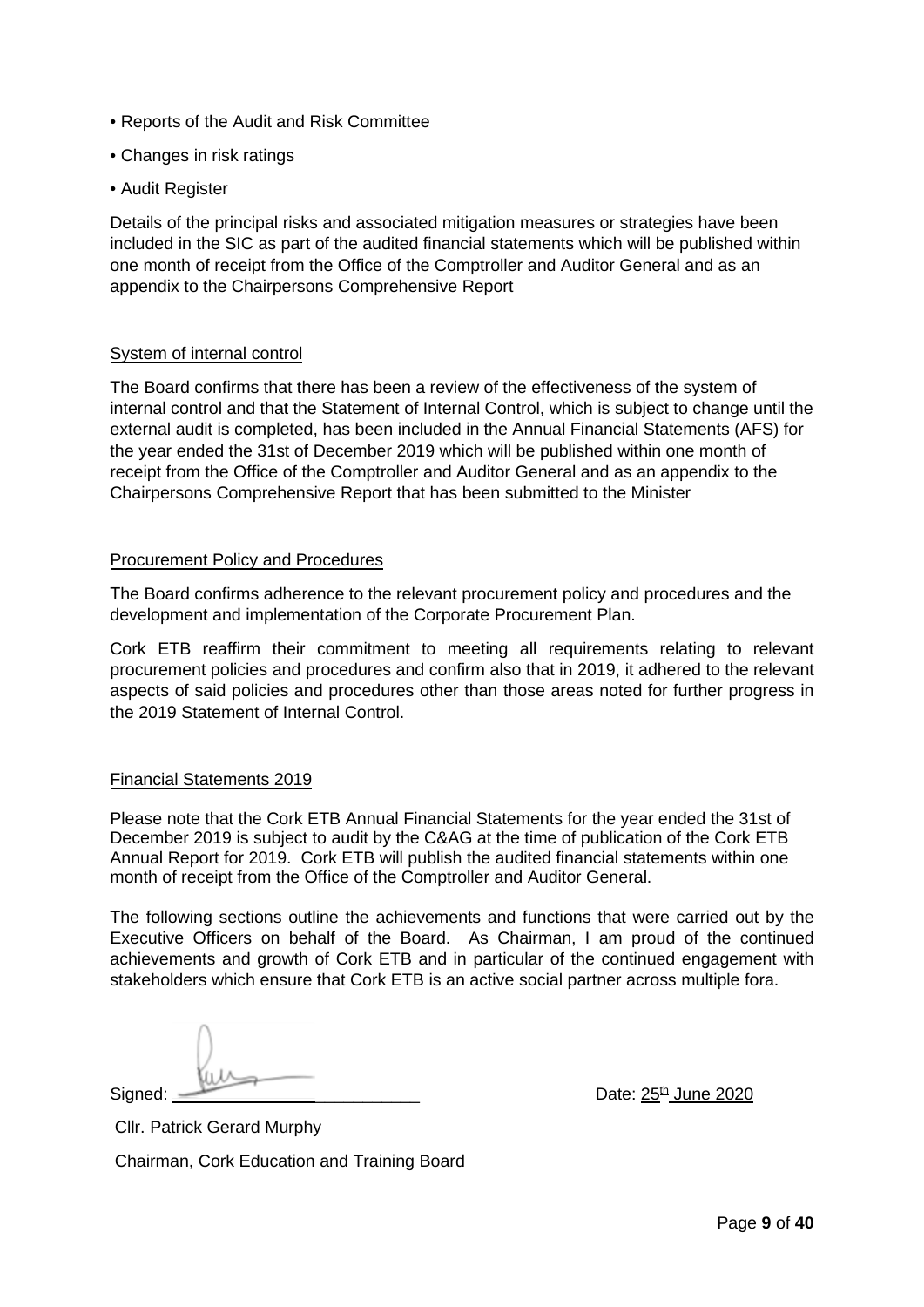- Reports of the Audit and Risk Committee
- Changes in risk ratings
- Audit Register

Details of the principal risks and associated mitigation measures or strategies have been included in the SIC as part of the audited financial statements which will be published within one month of receipt from the Office of the Comptroller and Auditor General and as an appendix to the Chairpersons Comprehensive Report

## System of internal control

The Board confirms that there has been a review of the effectiveness of the system of internal control and that the Statement of Internal Control, which is subject to change until the external audit is completed, has been included in the Annual Financial Statements (AFS) for the year ended the 31st of December 2019 which will be published within one month of receipt from the Office of the Comptroller and Auditor General and as an appendix to the Chairpersons Comprehensive Report that has been submitted to the Minister

## Procurement Policy and Procedures

The Board confirms adherence to the relevant procurement policy and procedures and the development and implementation of the Corporate Procurement Plan.

Cork ETB reaffirm their commitment to meeting all requirements relating to relevant procurement policies and procedures and confirm also that in 2019, it adhered to the relevant aspects of said policies and procedures other than those areas noted for further progress in the 2019 Statement of Internal Control.

## Financial Statements 2019

Please note that the Cork ETB Annual Financial Statements for the year ended the 31st of December 2019 is subject to audit by the C&AG at the time of publication of the Cork ETB Annual Report for 2019. Cork ETB will publish the audited financial statements within one month of receipt from the Office of the Comptroller and Auditor General.

The following sections outline the achievements and functions that were carried out by the Executive Officers on behalf of the Board. As Chairman, I am proud of the continued achievements and growth of Cork ETB and in particular of the continued engagement with stakeholders which ensure that Cork ETB is an active social partner across multiple fora.

Signed: ______________________ Date: 25th June 2020

Cllr. Patrick Gerard Murphy

Chairman, Cork Education and Training Board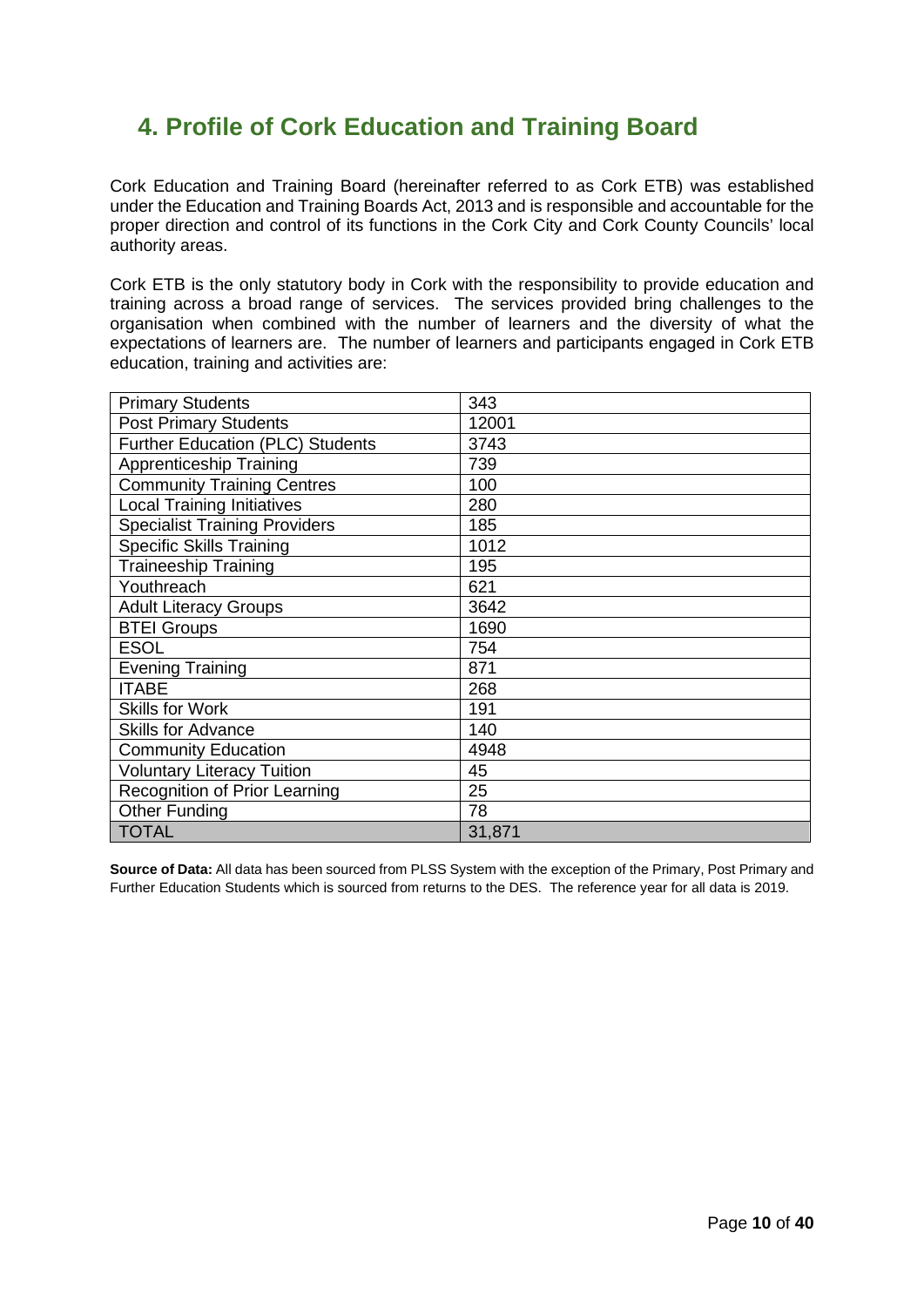# 4. Profile of Cork Education and Training Board

Cork Education and Training Board (hereinafter referred to as Cork ETB) was established under the Education and Training Boards Act, 2013 and is responsible and accountable for the proper direction and control of its functions in the Cork City and Cork County Councils' local authority areas.

Cork ETB is the only statutory body in Cork with the responsibility to provide education and training across a broad range of services. The services provided bring challenges to the organisation when combined with the number of learners and the diversity of what the expectations of learners are. The number of learners and participants engaged in Cork ETB education, training and activities are:

| | |
|---|---|
| Primary Students | 343 |
| Post Primary Students | 12001 |
| Further Education (PLC) Students | 3743 |
| Apprenticeship Training | 739 |
| Community Training Centres | 100 |
| Local Training Initiatives | 280 |
| Specialist Training Providers | 185 |
| Specific Skills Training | 1012 |
| Traineeship Training | 195 |
| Youthreach | 621 |
| Adult Literacy Groups | 3642 |
| BTEI Groups | 1690 |
| ESOL | 754 |
| Evening Training | 871 |
| ITABE | 268 |
| Skills for Work | 191 |
| Skills for Advance | 140 |
| Community Education | 4948 |
| Voluntary Literacy Tuition | 45 |
| Recognition of Prior Learning | 25 |
| Other Funding | 78 |
| TOTAL | 31,871 |

**Source of Data:** All data has been sourced from PLSS System with the exception of the Primary, Post Primary and Further Education Students which is sourced from returns to the DES. The reference year for all data is 2019.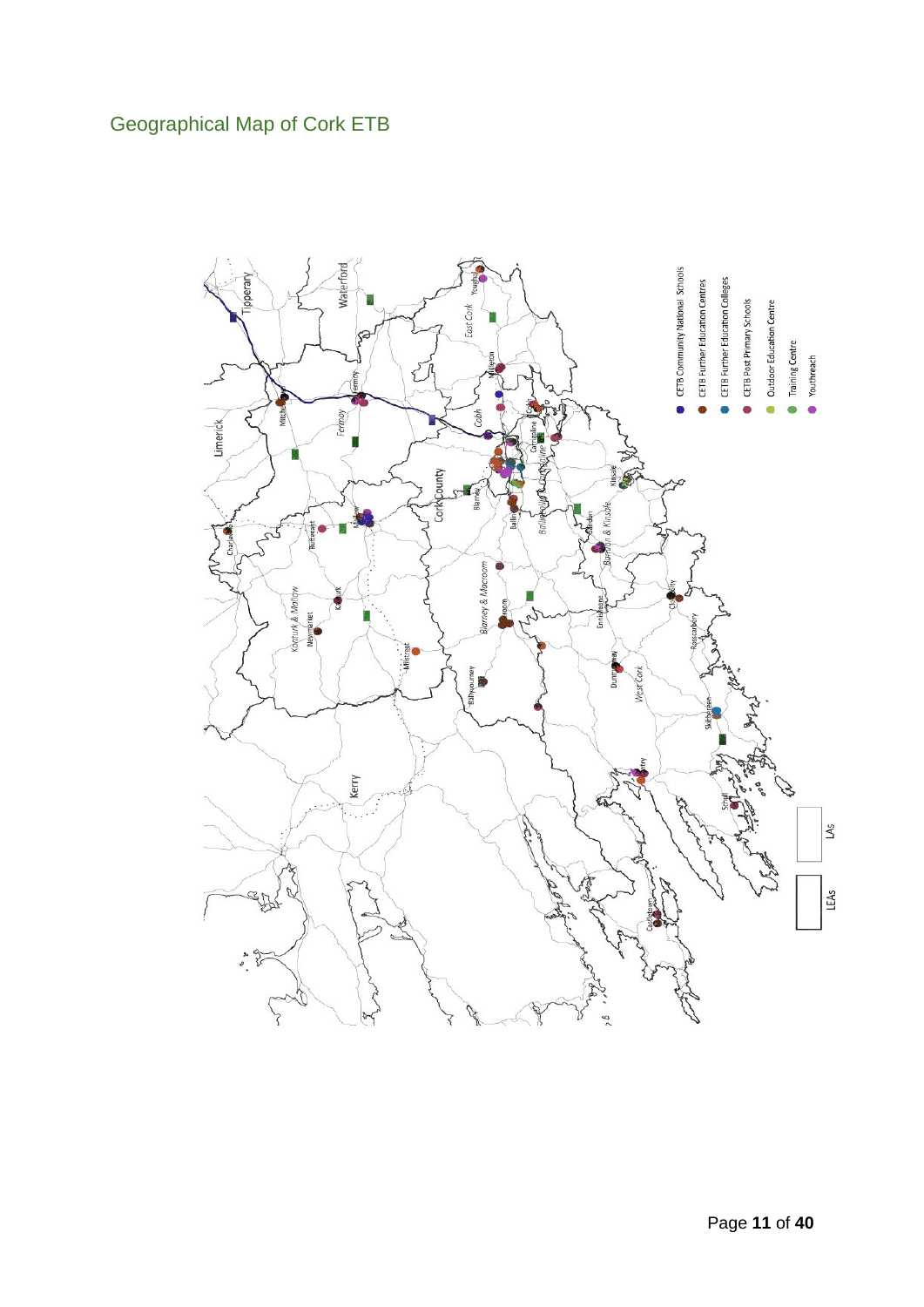## Geographical Map of Cork ETB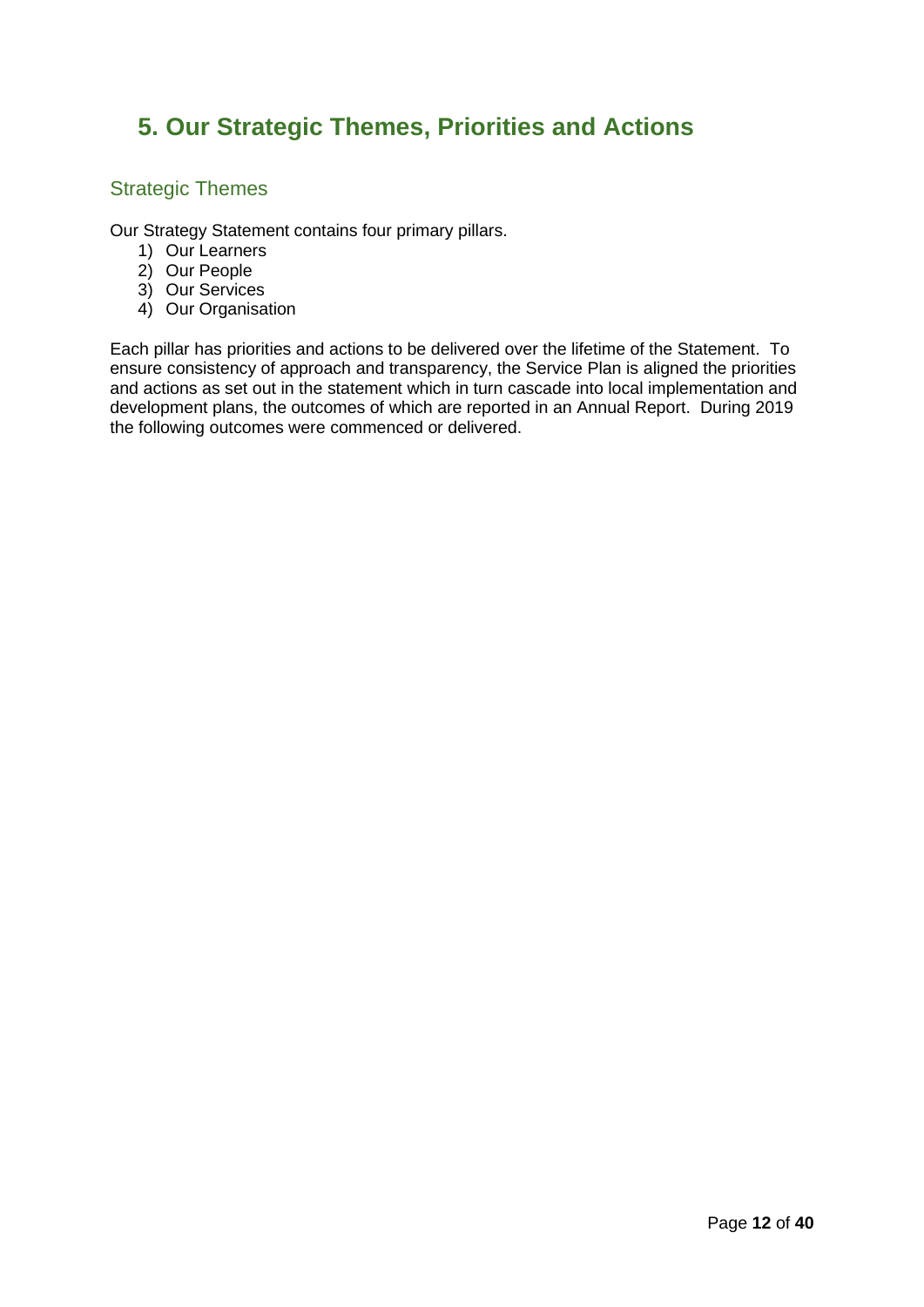# 5. Our Strategic Themes, Priorities and Actions

## Strategic Themes

Our Strategy Statement contains four primary pillars.

1) Our Learners
2) Our People
3) Our Services
4) Our Organisation

Each pillar has priorities and actions to be delivered over the lifetime of the Statement. To ensure consistency of approach and transparency, the Service Plan is aligned the priorities and actions as set out in the statement which in turn cascade into local implementation and development plans, the outcomes of which are reported in an Annual Report. During 2019 the following outcomes were commenced or delivered.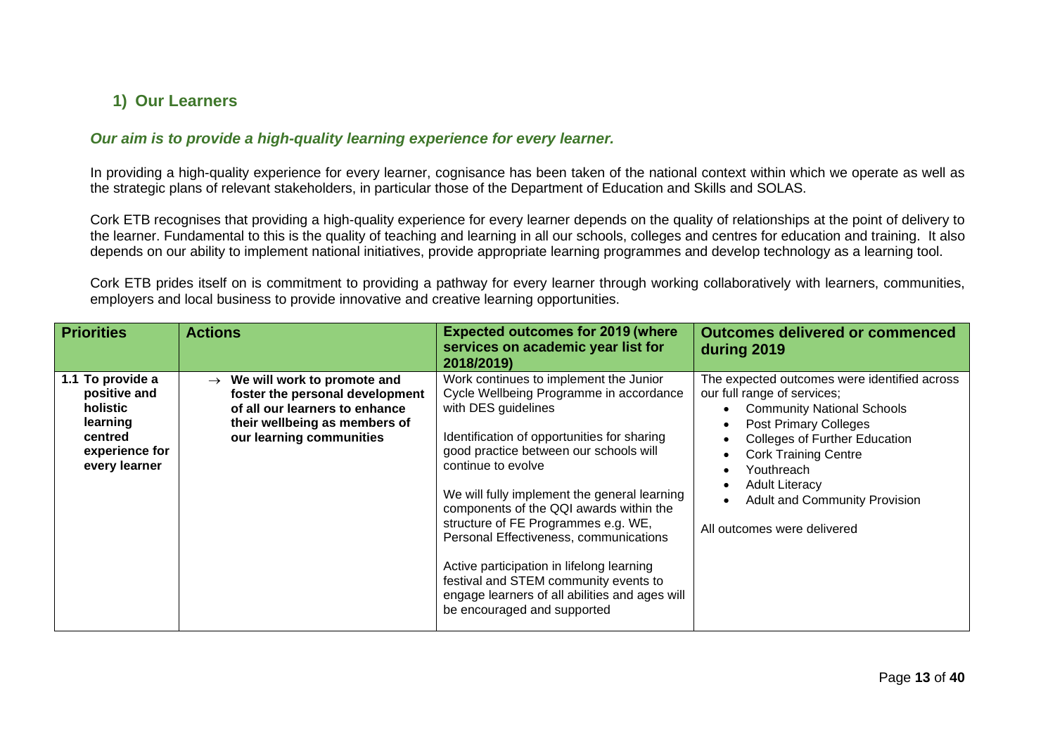## 1) Our Learners

***Our aim is to provide a high-quality learning experience for every learner.***

In providing a high-quality experience for every learner, cognisance has been taken of the national context within which we operate as well as the strategic plans of relevant stakeholders, in particular those of the Department of Education and Skills and SOLAS.

Cork ETB recognises that providing a high-quality experience for every learner depends on the quality of relationships at the point of delivery to the learner. Fundamental to this is the quality of teaching and learning in all our schools, colleges and centres for education and training. It also depends on our ability to implement national initiatives, provide appropriate learning programmes and develop technology as a learning tool.

Cork ETB prides itself on is commitment to providing a pathway for every learner through working collaboratively with learners, communities, employers and local business to provide innovative and creative learning opportunities.

| Priorities | Actions | Expected outcomes for 2019 (where services on academic year list for 2018/2019) | Outcomes delivered or commenced during 2019 |
|---|---|---|---|
| **1.1 To provide a positive and holistic learning centred experience for every learner** | → **We will work to promote and foster the personal development of all our learners to enhance their wellbeing as members of our learning communities** | Work continues to implement the Junior Cycle Wellbeing Programme in accordance with DES guidelines<br><br>Identification of opportunities for sharing good practice between our schools will continue to evolve<br><br>We will fully implement the general learning components of the QQI awards within the structure of FE Programmes e.g. WE, Personal Effectiveness, communications<br><br>Active participation in lifelong learning festival and STEM community events to engage learners of all abilities and ages will be encouraged and supported | The expected outcomes were identified across our full range of services;<br>• Community National Schools<br>• Post Primary Colleges<br>• Colleges of Further Education<br>• Cork Training Centre<br>• Youthreach<br>• Adult Literacy<br>• Adult and Community Provision<br><br>All outcomes were delivered |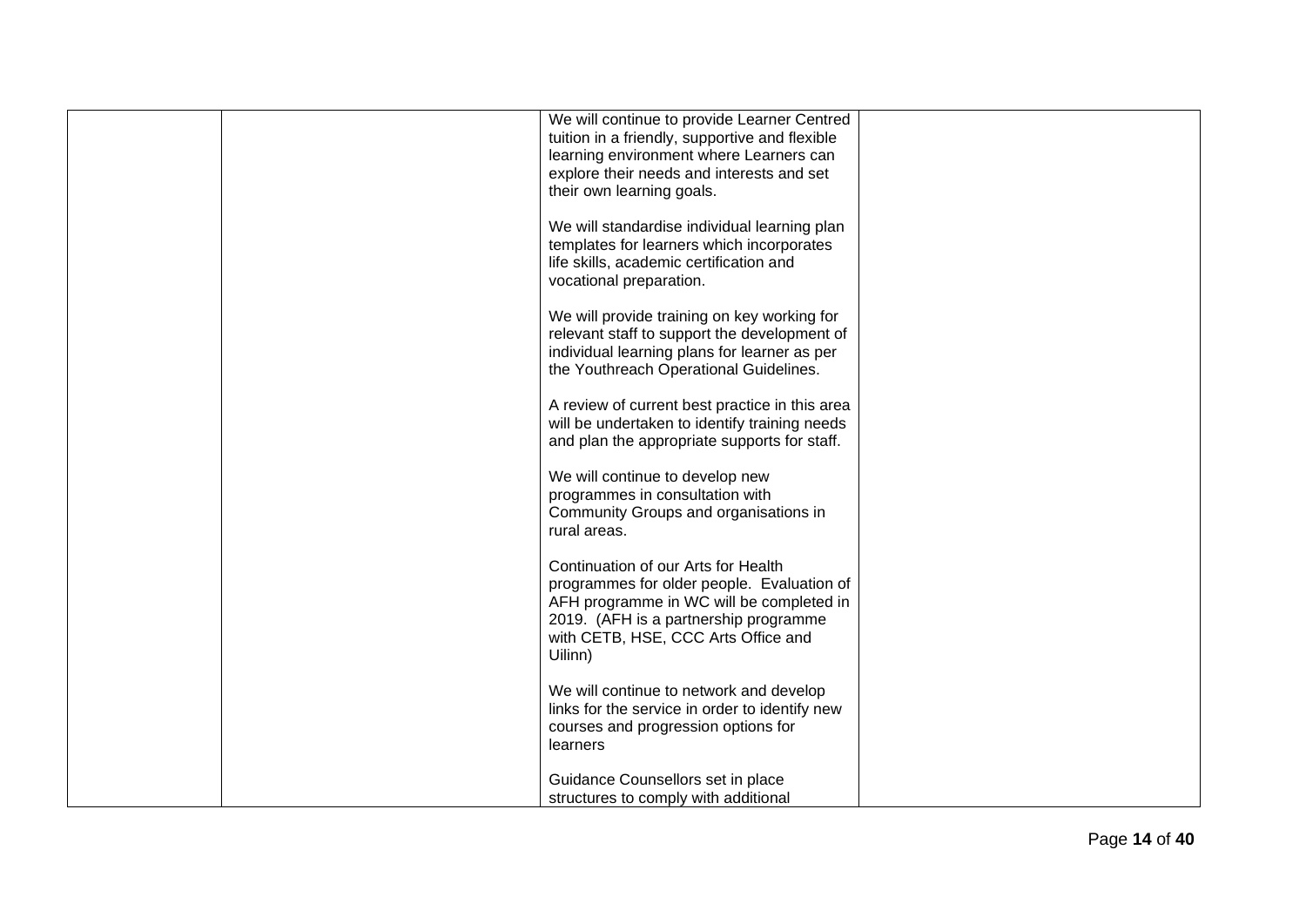| | | | |
|---|---|---|---|
| | | We will continue to provide Learner Centred tuition in a friendly, supportive and flexible learning environment where Learners can explore their needs and interests and set their own learning goals.<br><br>We will standardise individual learning plan templates for learners which incorporates life skills, academic certification and vocational preparation.<br><br>We will provide training on key working for relevant staff to support the development of individual learning plans for learner as per the Youthreach Operational Guidelines.<br><br>A review of current best practice in this area will be undertaken to identify training needs and plan the appropriate supports for staff.<br><br>We will continue to develop new programmes in consultation with Community Groups and organisations in rural areas.<br><br>Continuation of our Arts for Health programmes for older people. Evaluation of AFH programme in WC will be completed in 2019. (AFH is a partnership programme with CETB, HSE, CCC Arts Office and Uilinn)<br><br>We will continue to network and develop links for the service in order to identify new courses and progression options for learners<br><br>Guidance Counsellors set in place structures to comply with additional | |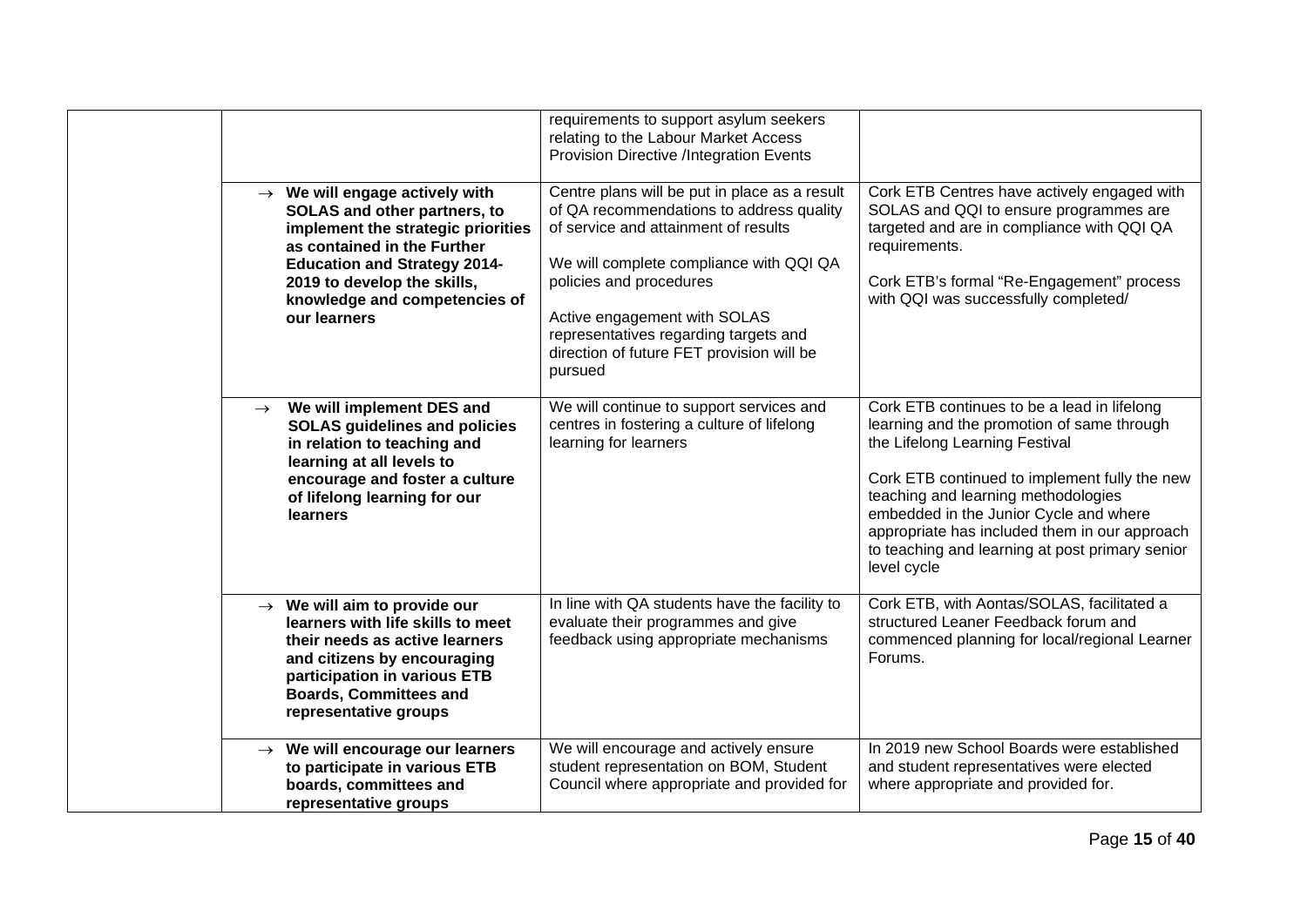| | | | |
|---|---|---|---|
| | | requirements to support asylum seekers relating to the Labour Market Access Provision Directive /Integration Events | |
| | → **We will engage actively with SOLAS and other partners, to implement the strategic priorities as contained in the Further Education and Strategy 2014-2019 to develop the skills, knowledge and competencies of our learners** | Centre plans will be put in place as a result of QA recommendations to address quality of service and attainment of results<br><br>We will complete compliance with QQI QA policies and procedures<br><br>Active engagement with SOLAS representatives regarding targets and direction of future FET provision will be pursued | Cork ETB Centres have actively engaged with SOLAS and QQI to ensure programmes are targeted and are in compliance with QQI QA requirements.<br><br>Cork ETB's formal "Re-Engagement" process with QQI was successfully completed/ |
| | → **We will implement DES and SOLAS guidelines and policies in relation to teaching and learning at all levels to encourage and foster a culture of lifelong learning for our learners** | We will continue to support services and centres in fostering a culture of lifelong learning for learners | Cork ETB continues to be a lead in lifelong learning and the promotion of same through the Lifelong Learning Festival<br><br>Cork ETB continued to implement fully the new teaching and learning methodologies embedded in the Junior Cycle and where appropriate has included them in our approach to teaching and learning at post primary senior level cycle |
| | → **We will aim to provide our learners with life skills to meet their needs as active learners and citizens by encouraging participation in various ETB Boards, Committees and representative groups** | In line with QA students have the facility to evaluate their programmes and give feedback using appropriate mechanisms | Cork ETB, with Aontas/SOLAS, facilitated a structured Leaner Feedback forum and commenced planning for local/regional Learner Forums. |
| | → **We will encourage our learners to participate in various ETB boards, committees and representative groups** | We will encourage and actively ensure student representation on BOM, Student Council where appropriate and provided for | In 2019 new School Boards were established and student representatives were elected where appropriate and provided for. |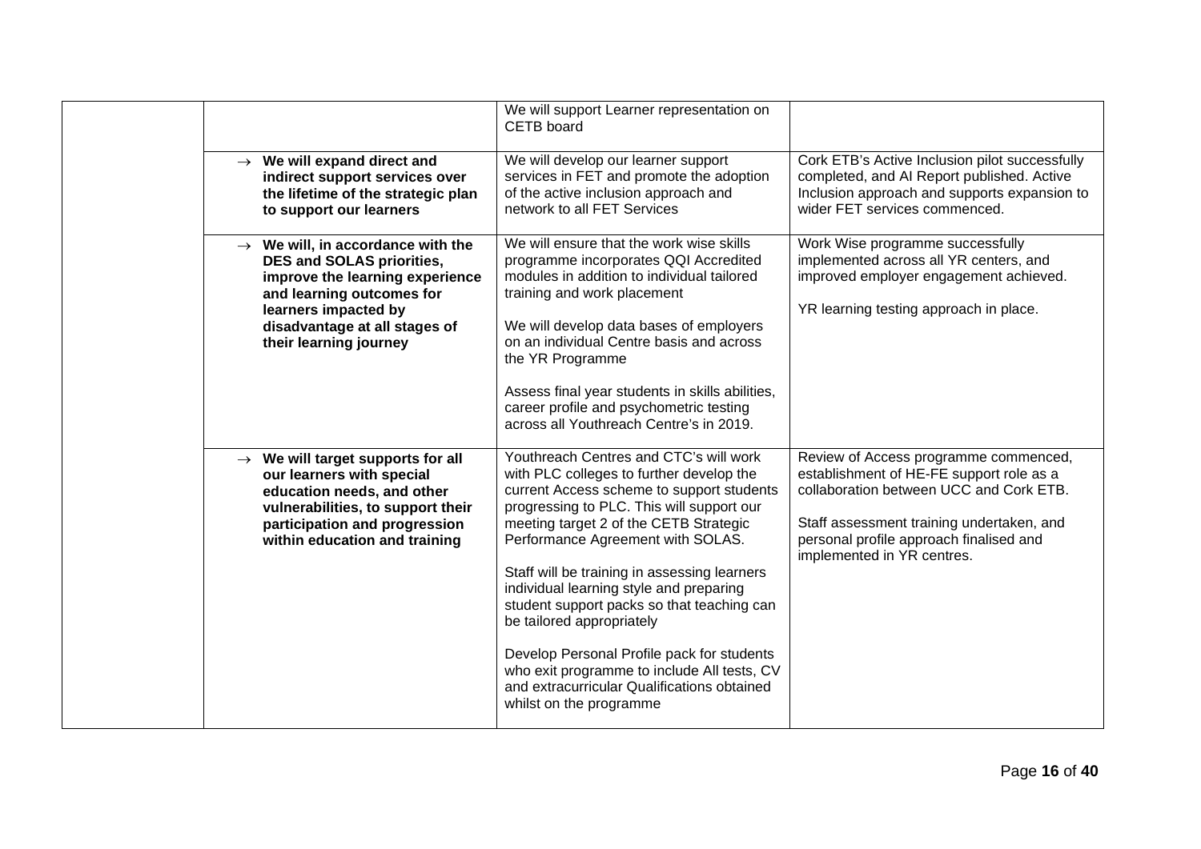| | | | |
|---|---|---|---|
| | | We will support Learner representation on CETB board | |
| | → **We will expand direct and indirect support services over the lifetime of the strategic plan to support our learners** | We will develop our learner support services in FET and promote the adoption of the active inclusion approach and network to all FET Services | Cork ETB's Active Inclusion pilot successfully completed, and AI Report published. Active Inclusion approach and supports expansion to wider FET services commenced. |
| | → **We will, in accordance with the DES and SOLAS priorities, improve the learning experience and learning outcomes for learners impacted by disadvantage at all stages of their learning journey** | We will ensure that the work wise skills programme incorporates QQI Accredited modules in addition to individual tailored training and work placement<br><br>We will develop data bases of employers on an individual Centre basis and across the YR Programme<br><br>Assess final year students in skills abilities, career profile and psychometric testing across all Youthreach Centre's in 2019. | Work Wise programme successfully implemented across all YR centers, and improved employer engagement achieved.<br><br>YR learning testing approach in place. |
| | → **We will target supports for all our learners with special education needs, and other vulnerabilities, to support their participation and progression within education and training** | Youthreach Centres and CTC's will work with PLC colleges to further develop the current Access scheme to support students progressing to PLC. This will support our meeting target 2 of the CETB Strategic Performance Agreement with SOLAS.<br><br>Staff will be training in assessing learners individual learning style and preparing student support packs so that teaching can be tailored appropriately<br><br>Develop Personal Profile pack for students who exit programme to include All tests, CV and extracurricular Qualifications obtained whilst on the programme | Review of Access programme commenced, establishment of HE-FE support role as a collaboration between UCC and Cork ETB.<br><br>Staff assessment training undertaken, and personal profile approach finalised and implemented in YR centres. |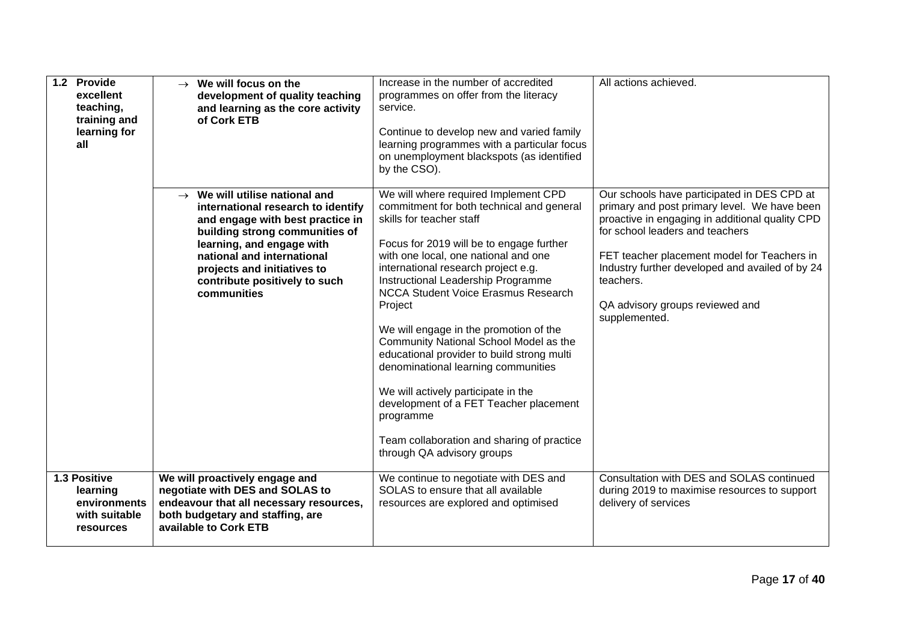| | | | |
|---|---|---|---|
| **1.2 Provide excellent teaching, training and learning for all** | → **We will focus on the development of quality teaching and learning as the core activity of Cork ETB** | Increase in the number of accredited programmes on offer from the literacy service.<br><br>Continue to develop new and varied family learning programmes with a particular focus on unemployment blackspots (as identified by the CSO). | All actions achieved. |
| | → **We will utilise national and international research to identify and engage with best practice in building strong communities of learning, and engage with national and international projects and initiatives to contribute positively to such communities** | We will where required Implement CPD commitment for both technical and general skills for teacher staff<br><br>Focus for 2019 will be to engage further with one local, one national and one international research project e.g. Instructional Leadership Programme NCCA Student Voice Erasmus Research Project<br><br>We will engage in the promotion of the Community National School Model as the educational provider to build strong multi denominational learning communities<br><br>We will actively participate in the development of a FET Teacher placement programme<br><br>Team collaboration and sharing of practice through QA advisory groups | Our schools have participated in DES CPD at primary and post primary level. We have been proactive in engaging in additional quality CPD for school leaders and teachers<br><br>FET teacher placement model for Teachers in Industry further developed and availed of by 24 teachers.<br><br>QA advisory groups reviewed and supplemented. |
| **1.3 Positive learning environments with suitable resources** | **We will proactively engage and negotiate with DES and SOLAS to endeavour that all necessary resources, both budgetary and staffing, are available to Cork ETB** | We continue to negotiate with DES and SOLAS to ensure that all available resources are explored and optimised | Consultation with DES and SOLAS continued during 2019 to maximise resources to support delivery of services |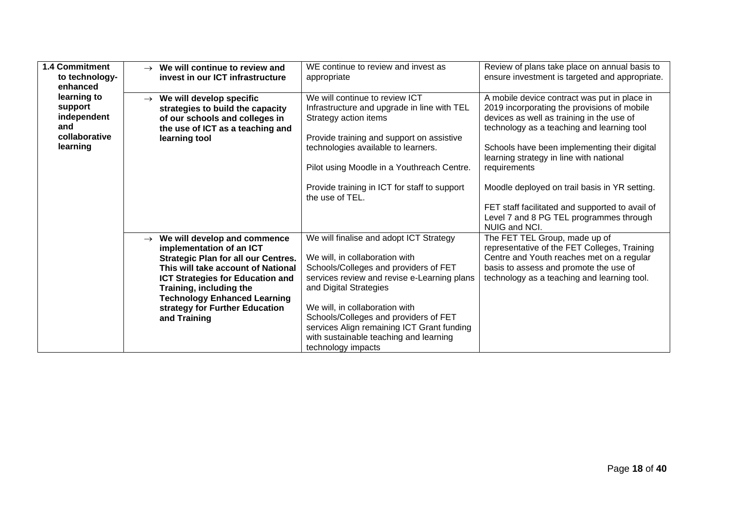| | | | |
|---|---|---|---|
| **1.4 Commitment to technology-enhanced learning to support independent and collaborative learning** | → **We will continue to review and invest in our ICT infrastructure** | WE continue to review and invest as appropriate | Review of plans take place on annual basis to ensure investment is targeted and appropriate. |
| | → **We will develop specific strategies to build the capacity of our schools and colleges in the use of ICT as a teaching and learning tool** | We will continue to review ICT Infrastructure and upgrade in line with TEL Strategy action items<br><br>Provide training and support on assistive technologies available to learners.<br><br>Pilot using Moodle in a Youthreach Centre.<br><br>Provide training in ICT for staff to support the use of TEL. | A mobile device contract was put in place in 2019 incorporating the provisions of mobile devices as well as training in the use of technology as a teaching and learning tool<br><br>Schools have been implementing their digital learning strategy in line with national requirements<br><br>Moodle deployed on trail basis in YR setting.<br><br>FET staff facilitated and supported to avail of Level 7 and 8 PG TEL programmes through NUIG and NCI. |
| | → **We will develop and commence implementation of an ICT Strategic Plan for all our Centres. This will take account of National ICT Strategies for Education and Training, including the Technology Enhanced Learning strategy for Further Education and Training** | We will finalise and adopt ICT Strategy<br><br>We will, in collaboration with Schools/Colleges and providers of FET services review and revise e-Learning plans and Digital Strategies<br><br>We will, in collaboration with Schools/Colleges and providers of FET services Align remaining ICT Grant funding with sustainable teaching and learning technology impacts | The FET TEL Group, made up of representative of the FET Colleges, Training Centre and Youth reaches met on a regular basis to assess and promote the use of technology as a teaching and learning tool. |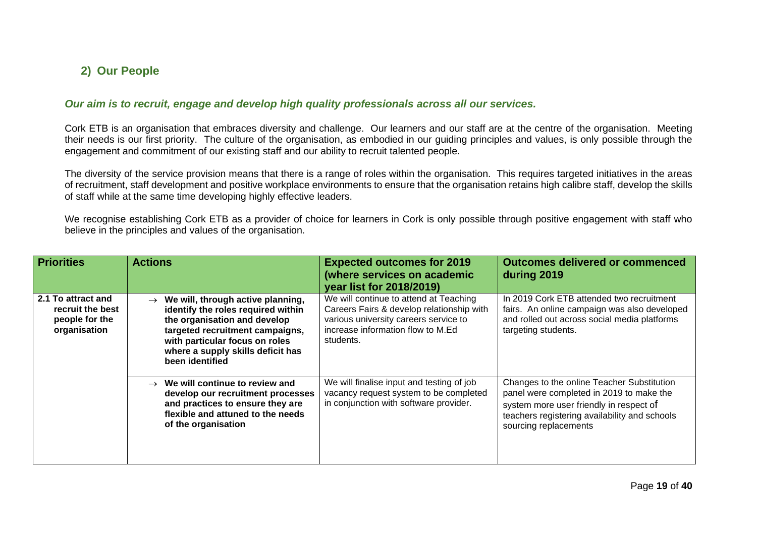## 2) Our People

***Our aim is to recruit, engage and develop high quality professionals across all our services.***

Cork ETB is an organisation that embraces diversity and challenge. Our learners and our staff are at the centre of the organisation. Meeting their needs is our first priority. The culture of the organisation, as embodied in our guiding principles and values, is only possible through the engagement and commitment of our existing staff and our ability to recruit talented people.

The diversity of the service provision means that there is a range of roles within the organisation. This requires targeted initiatives in the areas of recruitment, staff development and positive workplace environments to ensure that the organisation retains high calibre staff, develop the skills of staff while at the same time developing highly effective leaders.

We recognise establishing Cork ETB as a provider of choice for learners in Cork is only possible through positive engagement with staff who believe in the principles and values of the organisation.

| Priorities | Actions | Expected outcomes for 2019 (where services on academic year list for 2018/2019) | Outcomes delivered or commenced during 2019 |
|---|---|---|---|
| **2.1 To attract and recruit the best people for the organisation** | → **We will, through active planning, identify the roles required within the organisation and develop targeted recruitment campaigns, with particular focus on roles where a supply skills deficit has been identified** | We will continue to attend at Teaching Careers Fairs & develop relationship with various university careers service to increase information flow to M.Ed students. | In 2019 Cork ETB attended two recruitment fairs. An online campaign was also developed and rolled out across social media platforms targeting students. |
| | → **We will continue to review and develop our recruitment processes and practices to ensure they are flexible and attuned to the needs of the organisation** | We will finalise input and testing of job vacancy request system to be completed in conjunction with software provider. | Changes to the online Teacher Substitution panel were completed in 2019 to make the system more user friendly in respect of teachers registering availability and schools sourcing replacements |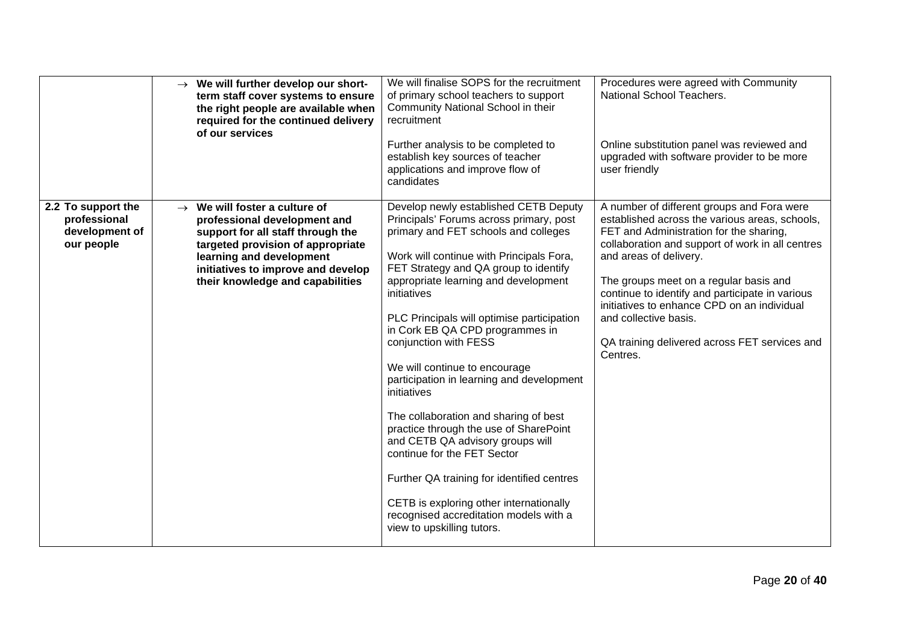| | | | |
|---|---|---|---|
| | → **We will further develop our short-term staff cover systems to ensure the right people are available when required for the continued delivery of our services** | We will finalise SOPS for the recruitment of primary school teachers to support Community National School in their recruitment<br><br>Further analysis to be completed to establish key sources of teacher applications and improve flow of candidates | Procedures were agreed with Community National School Teachers.<br><br>Online substitution panel was reviewed and upgraded with software provider to be more user friendly |
| **2.2 To support the professional development of our people** | → **We will foster a culture of professional development and support for all staff through the targeted provision of appropriate learning and development initiatives to improve and develop their knowledge and capabilities** | Develop newly established CETB Deputy Principals' Forums across primary, post primary and FET schools and colleges<br><br>Work will continue with Principals Fora, FET Strategy and QA group to identify appropriate learning and development initiatives<br><br>PLC Principals will optimise participation in Cork EB QA CPD programmes in conjunction with FESS<br><br>We will continue to encourage participation in learning and development initiatives<br><br>The collaboration and sharing of best practice through the use of SharePoint and CETB QA advisory groups will continue for the FET Sector<br><br>Further QA training for identified centres<br><br>CETB is exploring other internationally recognised accreditation models with a view to upskilling tutors. | A number of different groups and Fora were established across the various areas, schools, FET and Administration for the sharing, collaboration and support of work in all centres and areas of delivery.<br><br>The groups meet on a regular basis and continue to identify and participate in various initiatives to enhance CPD on an individual and collective basis.<br><br>QA training delivered across FET services and Centres. |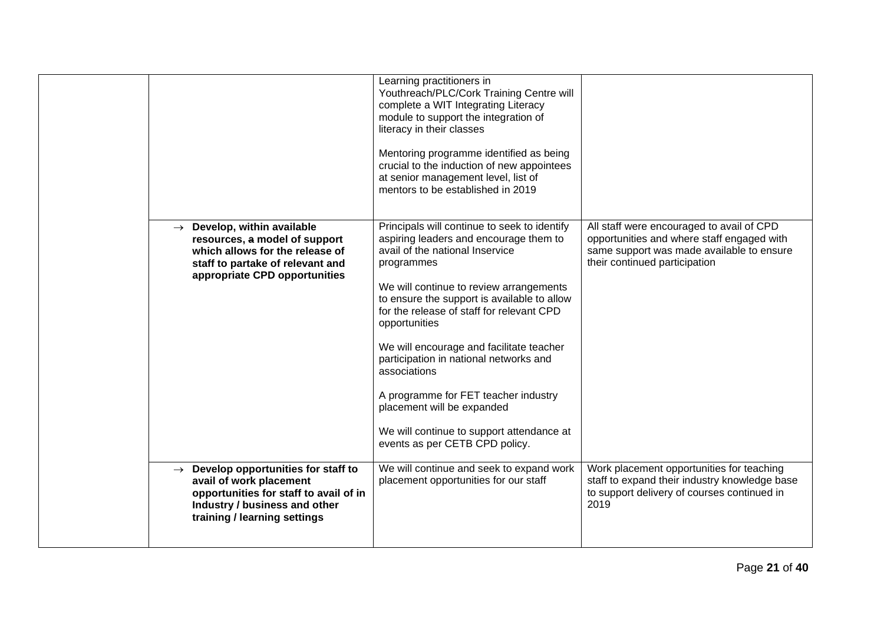|  |  |  |  |
|---|---|---|---|
|  |  | Learning practitioners in Youthreach/PLC/Cork Training Centre will complete a WIT Integrating Literacy module to support the integration of literacy in their classes<br><br>Mentoring programme identified as being crucial to the induction of new appointees at senior management level, list of mentors to be established in 2019 |  |
|  | → **Develop, within available resources, ~~a~~ model of support which allows for the release of staff to partake of relevant and appropriate CPD opportunities** | Principals will continue to seek to identify aspiring leaders and encourage them to avail of the national Inservice programmes<br><br>We will continue to review arrangements to ensure the support is available to allow for the release of staff for relevant CPD opportunities<br><br>We will encourage and facilitate teacher participation in national networks and associations<br><br>A programme for FET teacher industry placement will be expanded<br><br>We will continue to support attendance at events as per CETB CPD policy. | All staff were encouraged to avail of CPD opportunities and where staff engaged with same support was made available to ensure their continued participation |
|  | → **Develop opportunities for staff to avail of work placement opportunities for staff to avail of in Industry / business and other training / learning settings** | We will continue and seek to expand work placement opportunities for our staff | Work placement opportunities for teaching staff to expand their industry knowledge base to support delivery of courses continued in 2019 |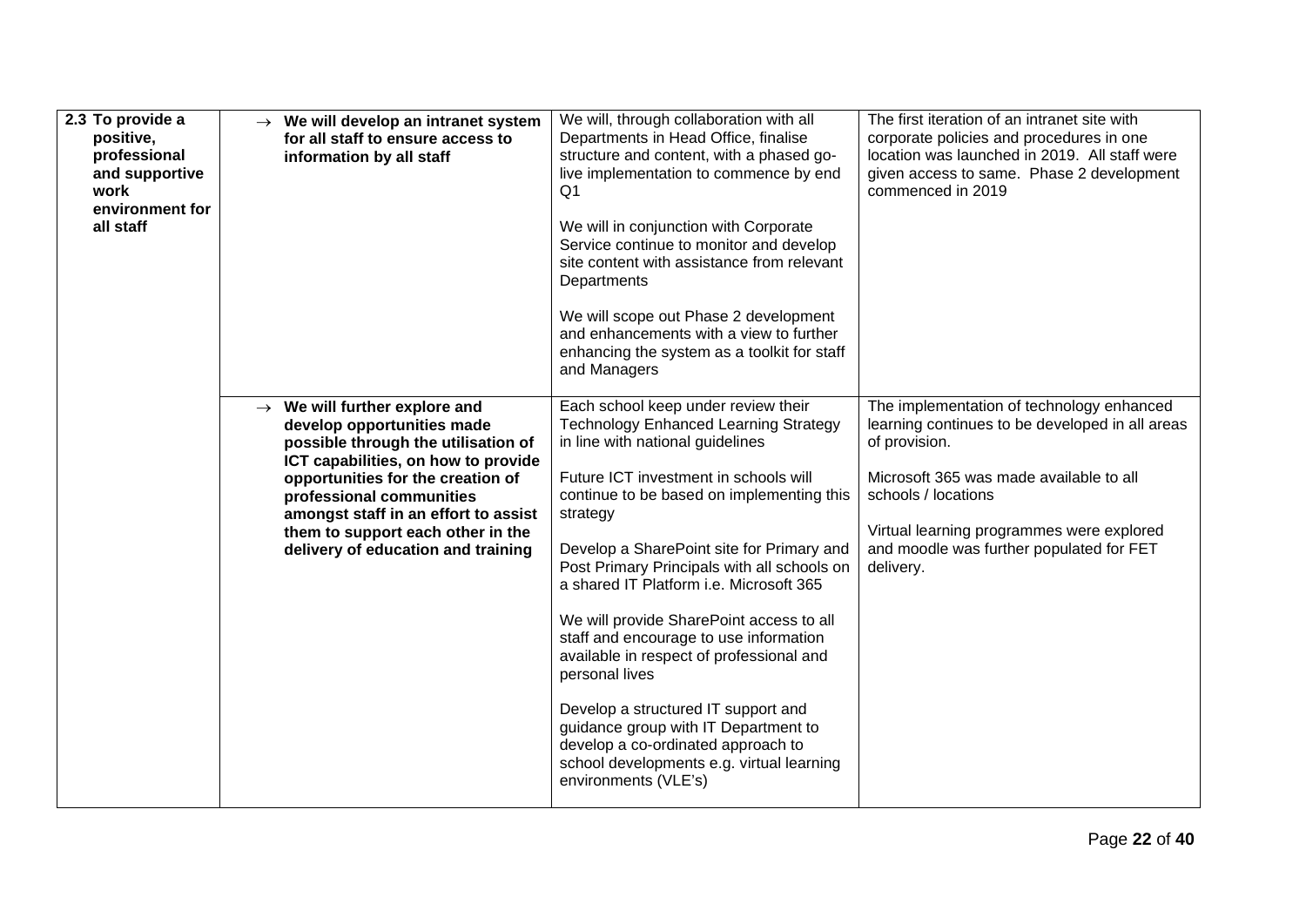| | | | |
|---|---|---|---|
| **2.3 To provide a positive, professional and supportive work environment for all staff** | → **We will develop an intranet system for all staff to ensure access to information by all staff** | We will, through collaboration with all Departments in Head Office, finalise structure and content, with a phased go-live implementation to commence by end Q1<br><br>We will in conjunction with Corporate Service continue to monitor and develop site content with assistance from relevant Departments<br><br>We will scope out Phase 2 development and enhancements with a view to further enhancing the system as a toolkit for staff and Managers | The first iteration of an intranet site with corporate policies and procedures in one location was launched in 2019. All staff were given access to same. Phase 2 development commenced in 2019 |
| | → **We will further explore and develop opportunities made possible through the utilisation of ICT capabilities, on how to provide opportunities for the creation of professional communities amongst staff in an effort to assist them to support each other in the delivery of education and training** | Each school keep under review their Technology Enhanced Learning Strategy in line with national guidelines<br><br>Future ICT investment in schools will continue to be based on implementing this strategy<br><br>Develop a SharePoint site for Primary and Post Primary Principals with all schools on a shared IT Platform i.e. Microsoft 365<br><br>We will provide SharePoint access to all staff and encourage to use information available in respect of professional and personal lives<br><br>Develop a structured IT support and guidance group with IT Department to develop a co-ordinated approach to school developments e.g. virtual learning environments (VLE's) | The implementation of technology enhanced learning continues to be developed in all areas of provision.<br><br>Microsoft 365 was made available to all schools / locations<br><br>Virtual learning programmes were explored and moodle was further populated for FET delivery. |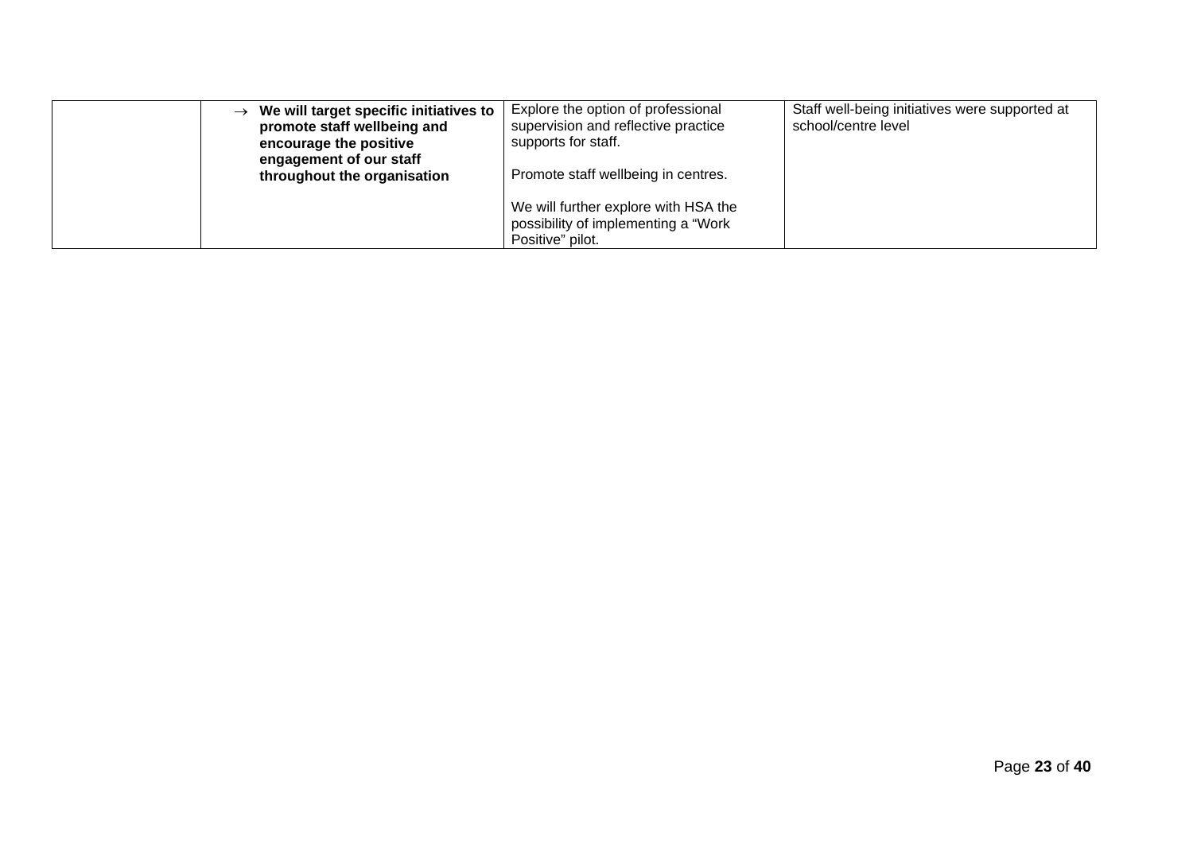| | | | |
|---|---|---|---|
| | → **We will target specific initiatives to promote staff wellbeing and encourage the positive engagement of our staff throughout the organisation** | Explore the option of professional supervision and reflective practice supports for staff.<br><br>Promote staff wellbeing in centres.<br><br>We will further explore with HSA the possibility of implementing a "Work Positive" pilot. | Staff well-being initiatives were supported at school/centre level |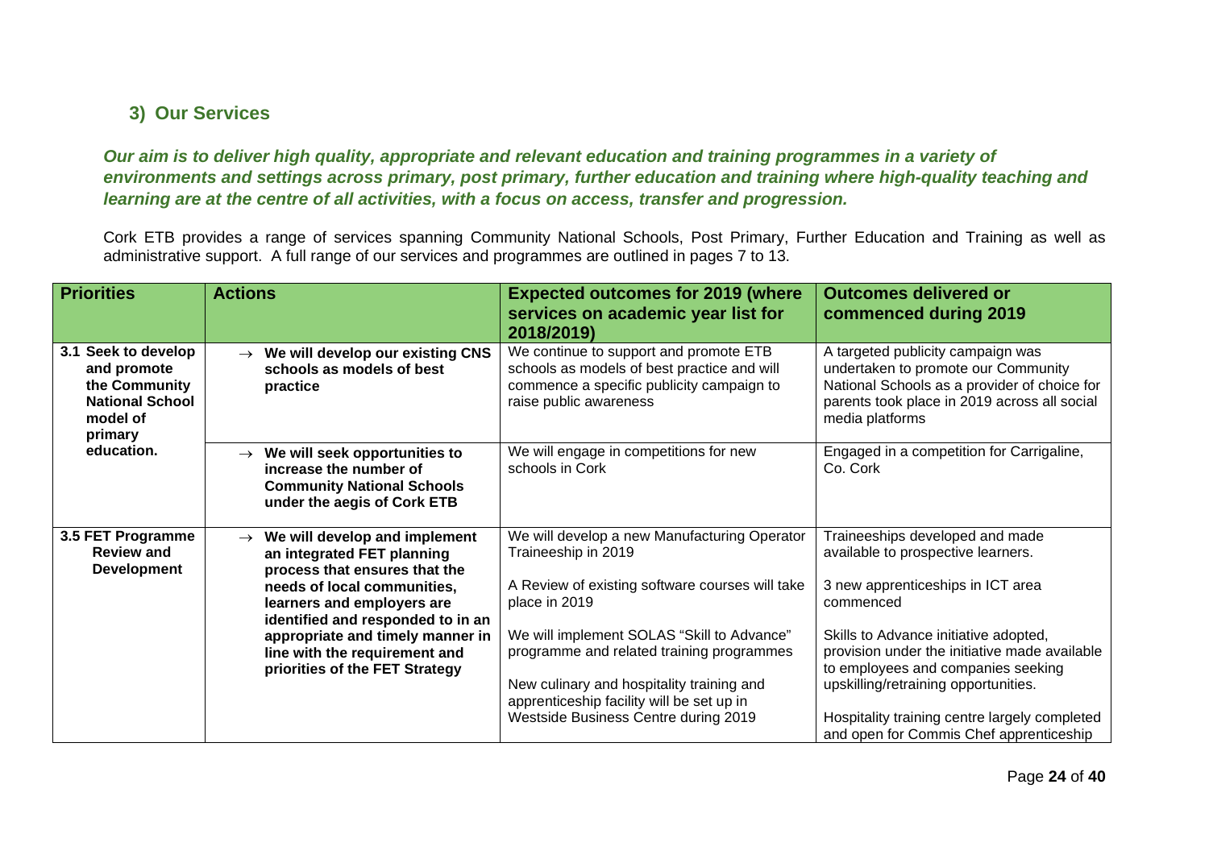## 3) Our Services

***Our aim is to deliver high quality, appropriate and relevant education and training programmes in a variety of environments and settings across primary, post primary, further education and training where high-quality teaching and learning are at the centre of all activities, with a focus on access, transfer and progression.***

Cork ETB provides a range of services spanning Community National Schools, Post Primary, Further Education and Training as well as administrative support. A full range of our services and programmes are outlined in pages 7 to 13.

| Priorities | Actions | Expected outcomes for 2019 (where services on academic year list for 2018/2019) | Outcomes delivered or commenced during 2019 |
|---|---|---|---|
| **3.1 Seek to develop and promote the Community National School model of primary education.** | → **We will develop our existing CNS schools as models of best practice** | We continue to support and promote ETB schools as models of best practice and will commence a specific publicity campaign to raise public awareness | A targeted publicity campaign was undertaken to promote our Community National Schools as a provider of choice for parents took place in 2019 across all social media platforms |
| | → **We will seek opportunities to increase the number of Community National Schools under the aegis of Cork ETB** | We will engage in competitions for new schools in Cork | Engaged in a competition for Carrigaline, Co. Cork |
| **3.5 FET Programme Review and Development** | → **We will develop and implement an integrated FET planning process that ensures that the needs of local communities, learners and employers are identified and responded to in an appropriate and timely manner in line with the requirement and priorities of the FET Strategy** | We will develop a new Manufacturing Operator Traineeship in 2019<br><br>A Review of existing software courses will take place in 2019<br><br>We will implement SOLAS "Skill to Advance" programme and related training programmes<br><br>New culinary and hospitality training and apprenticeship facility will be set up in Westside Business Centre during 2019 | Traineeships developed and made available to prospective learners.<br><br>3 new apprenticeships in ICT area commenced<br><br>Skills to Advance initiative adopted, provision under the initiative made available to employees and companies seeking upskilling/retraining opportunities.<br><br>Hospitality training centre largely completed and open for Commis Chef apprenticeship |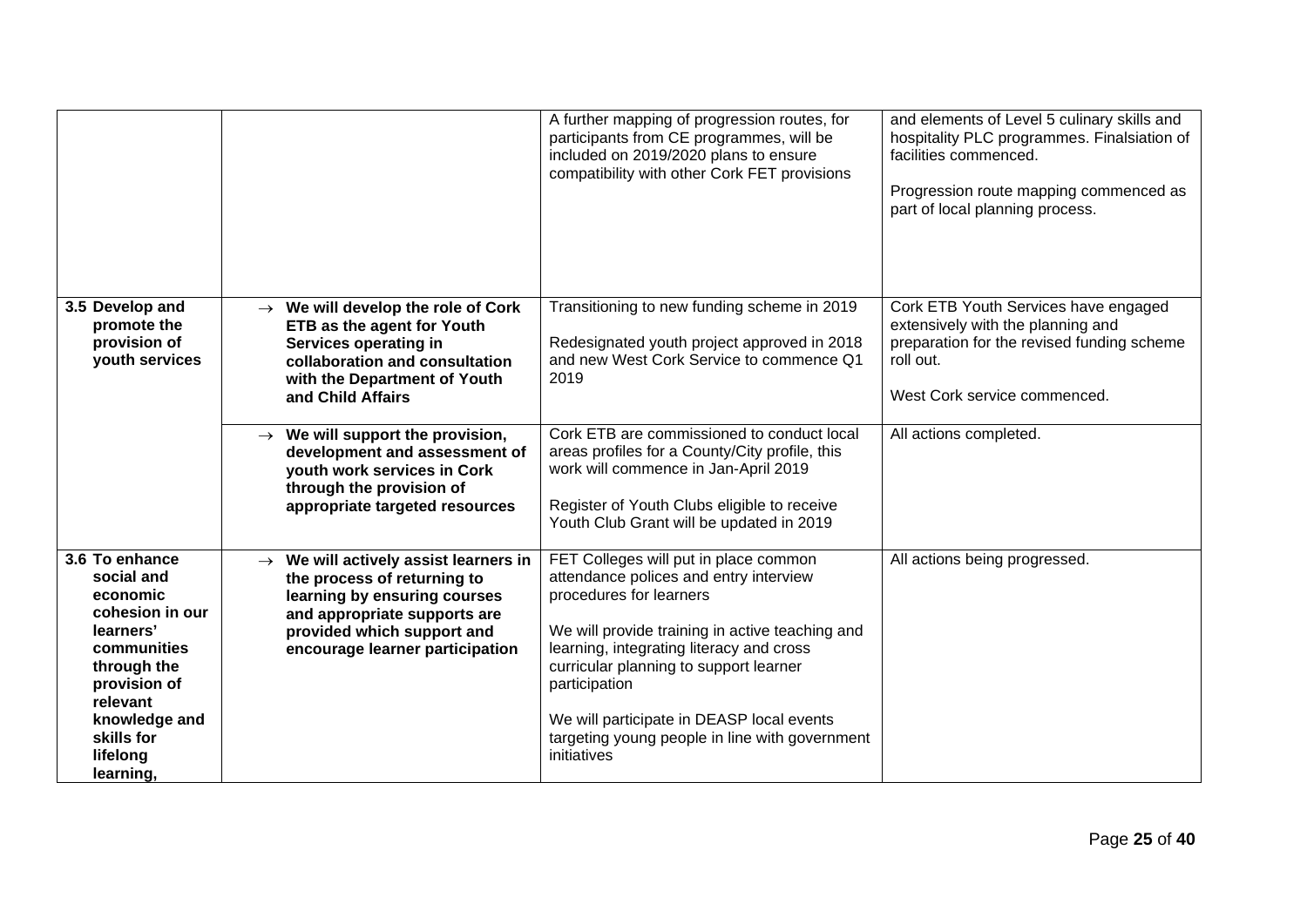| | | | |
|---|---|---|---|
| | | A further mapping of progression routes, for participants from CE programmes, will be included on 2019/2020 plans to ensure compatibility with other Cork FET provisions | and elements of Level 5 culinary skills and hospitality PLC programmes. Finalsiation of facilities commenced.<br><br>Progression route mapping commenced as part of local planning process. |
| **3.5 Develop and promote the provision of youth services** | → **We will develop the role of Cork ETB as the agent for Youth Services operating in collaboration and consultation with the Department of Youth and Child Affairs** | Transitioning to new funding scheme in 2019<br><br>Redesignated youth project approved in 2018 and new West Cork Service to commence Q1 2019 | Cork ETB Youth Services have engaged extensively with the planning and preparation for the revised funding scheme roll out.<br><br>West Cork service commenced. |
| | → **We will support the provision, development and assessment of youth work services in Cork through the provision of appropriate targeted resources** | Cork ETB are commissioned to conduct local areas profiles for a County/City profile, this work will commence in Jan-April 2019<br><br>Register of Youth Clubs eligible to receive Youth Club Grant will be updated in 2019 | All actions completed. |
| **3.6 To enhance social and economic cohesion in our learners' communities through the provision of relevant knowledge and skills for lifelong learning,** | → **We will actively assist learners in the process of returning to learning by ensuring courses and appropriate supports are provided which support and encourage learner participation** | FET Colleges will put in place common attendance polices and entry interview procedures for learners<br><br>We will provide training in active teaching and learning, integrating literacy and cross curricular planning to support learner participation<br><br>We will participate in DEASP local events targeting young people in line with government initiatives | All actions being progressed. |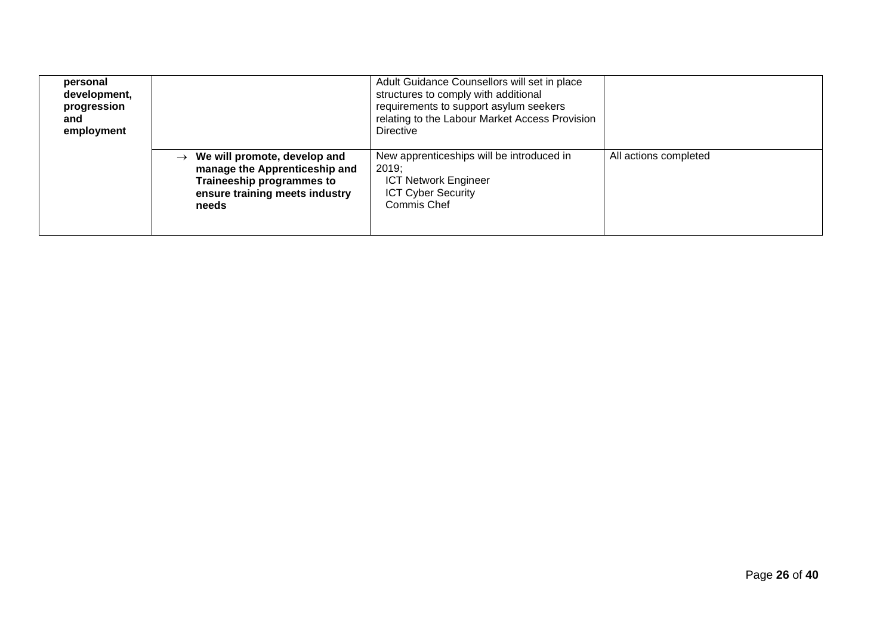| | | | |
|---|---|---|---|
| **personal development, progression and employment** | | Adult Guidance Counsellors will set in place structures to comply with additional requirements to support asylum seekers relating to the Labour Market Access Provision Directive | |
| | → **We will promote, develop and manage the Apprenticeship and Traineeship programmes to ensure training meets industry needs** | New apprenticeships will be introduced in 2019;<br>ICT Network Engineer<br>ICT Cyber Security<br>Commis Chef | All actions completed |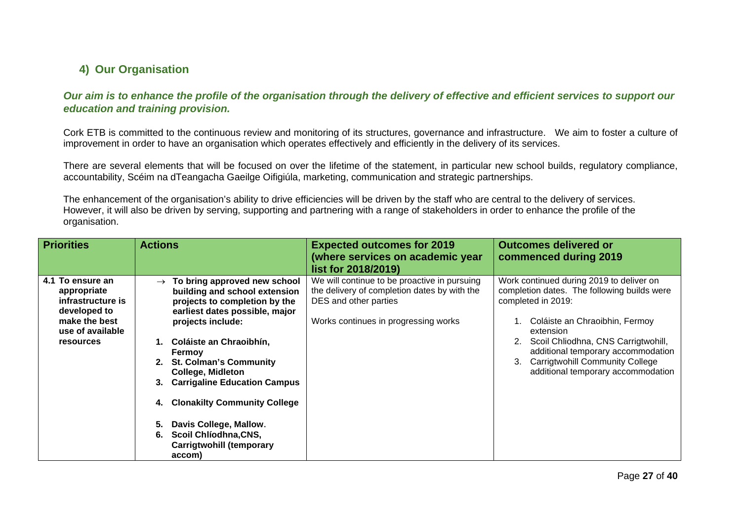## 4) Our Organisation

***Our aim is to enhance the profile of the organisation through the delivery of effective and efficient services to support our education and training provision.***

Cork ETB is committed to the continuous review and monitoring of its structures, governance and infrastructure. We aim to foster a culture of improvement in order to have an organisation which operates effectively and efficiently in the delivery of its services.

There are several elements that will be focused on over the lifetime of the statement, in particular new school builds, regulatory compliance, accountability, Scéim na dTeangacha Gaeilge Oifigiúla, marketing, communication and strategic partnerships.

The enhancement of the organisation's ability to drive efficiencies will be driven by the staff who are central to the delivery of services. However, it will also be driven by serving, supporting and partnering with a range of stakeholders in order to enhance the profile of the organisation.

| Priorities | Actions | Expected outcomes for 2019 (where services on academic year list for 2018/2019) | Outcomes delivered or commenced during 2019 |
|---|---|---|---|
| **4.1 To ensure an appropriate infrastructure is developed to make the best use of available resources** | → **To bring approved new school building and school extension projects to completion by the earliest dates possible, major projects include:**<br>**1. Coláiste an Chraoibhín, Fermoy**<br>**2. St. Colman's Community College, Midleton**<br>**3. Carrigaline Education Campus**<br>**4. Clonakilty Community College**<br>**5. Davis College, Mallow.**<br>**6. Scoil Chlíodhna,CNS, Carrigtwohill (temporary accom)** | We will continue to be proactive in pursuing the delivery of completion dates by with the DES and other parties<br><br>Works continues in progressing works | Work continued during 2019 to deliver on completion dates. The following builds were completed in 2019:<br>1. Coláiste an Chraoibhin, Fermoy extension<br>2. Scoil Chliodhna, CNS Carrigtwohill, additional temporary accommodation<br>3. Carrigtwohill Community College additional temporary accommodation |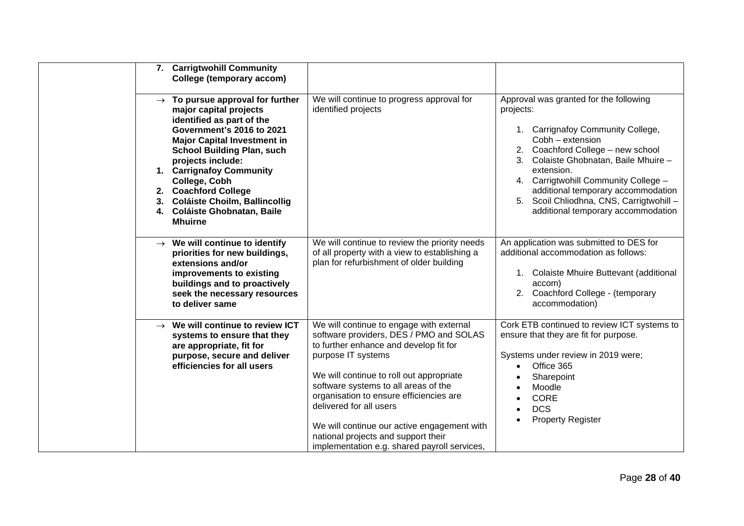| | | | |
|---|---|---|---|
| | **7. Carrigtwohill Community College (temporary accom)** | | |
| | → **To pursue approval for further major capital projects identified as part of the Government's 2016 to 2021 Major Capital Investment in School Building Plan, such projects include:**<br>**1. Carrignafoy Community College, Cobh**<br>**2. Coachford College**<br>**3. Coláiste Choilm, Ballincollig**<br>**4. Coláiste Ghobnatan, Baile Mhuirne** | We will continue to progress approval for identified projects | Approval was granted for the following projects:<br>1. Carrignafoy Community College, Cobh – extension<br>2. Coachford College – new school<br>3. Colaiste Ghobnatan, Baile Mhuire – extension.<br>4. Carrigtwohill Community College – additional temporary accommodation<br>5. Scoil Chliodhna, CNS, Carrigtwohill – additional temporary accommodation |
| | → **We will continue to identify priorities for new buildings, extensions and/or improvements to existing buildings and to proactively seek the necessary resources to deliver same** | We will continue to review the priority needs of all property with a view to establishing a plan for refurbishment of older building | An application was submitted to DES for additional accommodation as follows:<br>1. Colaiste Mhuire Buttevant (additional accom)<br>2. Coachford College - (temporary accommodation) |
| | → **We will continue to review ICT systems to ensure that they are appropriate, fit for purpose, secure and deliver efficiencies for all users** | We will continue to engage with external software providers, DES / PMO and SOLAS to further enhance and develop fit for purpose IT systems<br><br>We will continue to roll out appropriate software systems to all areas of the organisation to ensure efficiencies are delivered for all users<br><br>We will continue our active engagement with national projects and support their implementation e.g. shared payroll services, | Cork ETB continued to review ICT systems to ensure that they are fit for purpose.<br><br>Systems under review in 2019 were;<br>• Office 365<br>• Sharepoint<br>• Moodle<br>• CORE<br>• DCS<br>• Property Register |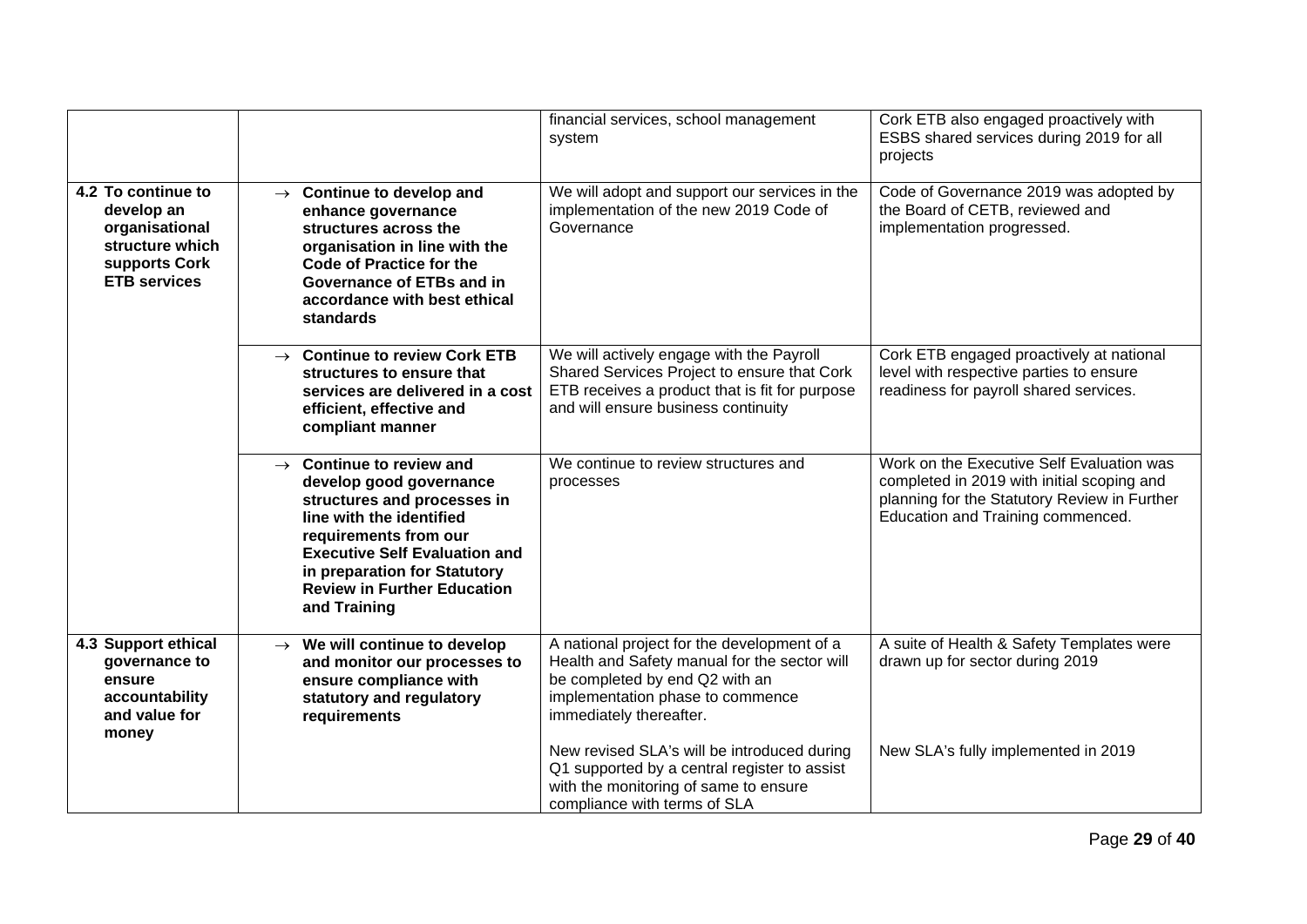| | | | |
|---|---|---|---|
| | | financial services, school management system | Cork ETB also engaged proactively with ESBS shared services during 2019 for all projects |
| **4.2 To continue to develop an organisational structure which supports Cork ETB services** | → **Continue to develop and enhance governance structures across the organisation in line with the Code of Practice for the Governance of ETBs and in accordance with best ethical standards** | We will adopt and support our services in the implementation of the new 2019 Code of Governance | Code of Governance 2019 was adopted by the Board of CETB, reviewed and implementation progressed. |
| | → **Continue to review Cork ETB structures to ensure that services are delivered in a cost efficient, effective and compliant manner** | We will actively engage with the Payroll Shared Services Project to ensure that Cork ETB receives a product that is fit for purpose and will ensure business continuity | Cork ETB engaged proactively at national level with respective parties to ensure readiness for payroll shared services. |
| | → **Continue to review and develop good governance structures and processes in line with the identified requirements from our Executive Self Evaluation and in preparation for Statutory Review in Further Education and Training** | We continue to review structures and processes | Work on the Executive Self Evaluation was completed in 2019 with initial scoping and planning for the Statutory Review in Further Education and Training commenced. |
| **4.3 Support ethical governance to ensure accountability and value for money** | → **We will continue to develop and monitor our processes to ensure compliance with statutory and regulatory requirements** | A national project for the development of a Health and Safety manual for the sector will be completed by end Q2 with an implementation phase to commence immediately thereafter.<br><br>New revised SLA's will be introduced during Q1 supported by a central register to assist with the monitoring of same to ensure compliance with terms of SLA | A suite of Health & Safety Templates were drawn up for sector during 2019<br><br>New SLA's fully implemented in 2019 |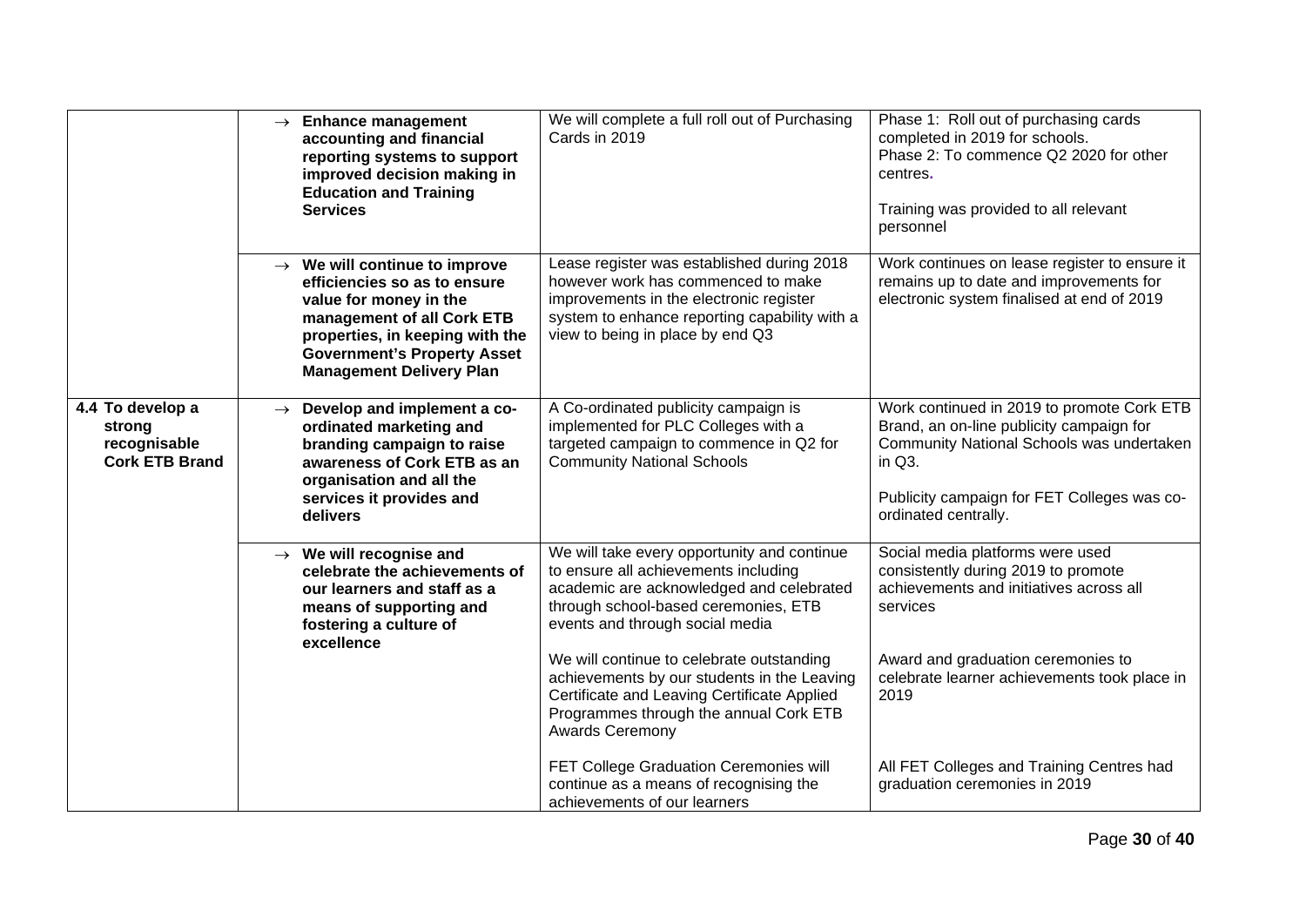| | | | |
|---|---|---|---|
| | → **Enhance management accounting and financial reporting systems to support improved decision making in Education and Training Services** | We will complete a full roll out of Purchasing Cards in 2019 | Phase 1: Roll out of purchasing cards completed in 2019 for schools.<br>Phase 2: To commence Q2 2020 for other centres.<br><br>Training was provided to all relevant personnel |
| | → **We will continue to improve efficiencies so as to ensure value for money in the management of all Cork ETB properties, in keeping with the Government's Property Asset Management Delivery Plan** | Lease register was established during 2018 however work has commenced to make improvements in the electronic register system to enhance reporting capability with a view to being in place by end Q3 | Work continues on lease register to ensure it remains up to date and improvements for electronic system finalised at end of 2019 |
| **4.4 To develop a strong recognisable Cork ETB Brand** | → **Develop and implement a co-ordinated marketing and branding campaign to raise awareness of Cork ETB as an organisation and all the services it provides and delivers** | A Co-ordinated publicity campaign is implemented for PLC Colleges with a targeted campaign to commence in Q2 for Community National Schools | Work continued in 2019 to promote Cork ETB Brand, an on-line publicity campaign for Community National Schools was undertaken in Q3.<br><br>Publicity campaign for FET Colleges was co-ordinated centrally. |
| | → **We will recognise and celebrate the achievements of our learners and staff as a means of supporting and fostering a culture of excellence** | We will take every opportunity and continue to ensure all achievements including academic are acknowledged and celebrated through school-based ceremonies, ETB events and through social media<br><br>We will continue to celebrate outstanding achievements by our students in the Leaving Certificate and Leaving Certificate Applied Programmes through the annual Cork ETB Awards Ceremony<br><br>FET College Graduation Ceremonies will continue as a means of recognising the achievements of our learners | Social media platforms were used consistently during 2019 to promote achievements and initiatives across all services<br><br>Award and graduation ceremonies to celebrate learner achievements took place in 2019<br><br>All FET Colleges and Training Centres had graduation ceremonies in 2019 |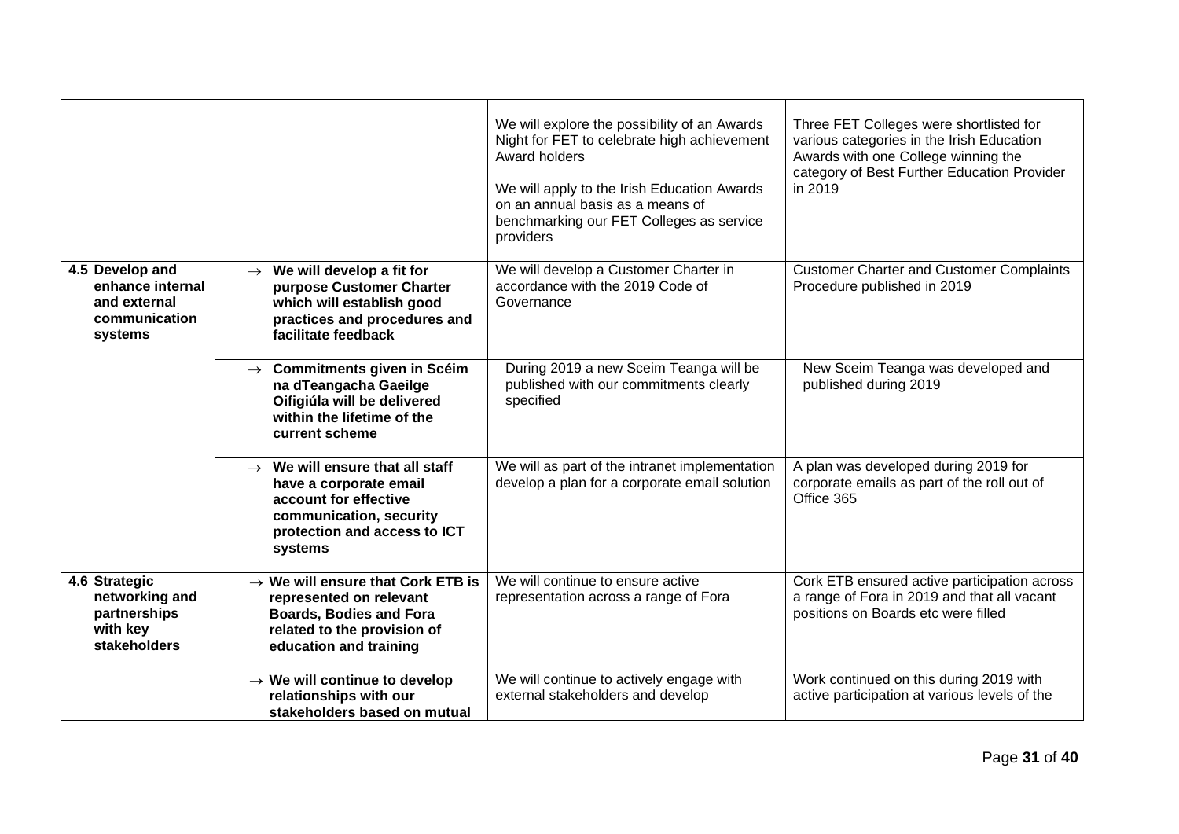| | | | |
|---|---|---|---|
| | | We will explore the possibility of an Awards Night for FET to celebrate high achievement Award holders<br><br>We will apply to the Irish Education Awards on an annual basis as a means of benchmarking our FET Colleges as service providers | Three FET Colleges were shortlisted for various categories in the Irish Education Awards with one College winning the category of Best Further Education Provider in 2019 |
| **4.5 Develop and enhance internal and external communication systems** | → **We will develop a fit for purpose Customer Charter which will establish good practices and procedures and facilitate feedback** | We will develop a Customer Charter in accordance with the 2019 Code of Governance | Customer Charter and Customer Complaints Procedure published in 2019 |
| | → **Commitments given in Scéim na dTeangacha Gaeilge Oifigiúla will be delivered within the lifetime of the current scheme** | During 2019 a new Sceim Teanga will be published with our commitments clearly specified | New Sceim Teanga was developed and published during 2019 |
| | → **We will ensure that all staff have a corporate email account for effective communication, security protection and access to ICT systems** | We will as part of the intranet implementation develop a plan for a corporate email solution | A plan was developed during 2019 for corporate emails as part of the roll out of Office 365 |
| **4.6 Strategic networking and partnerships with key stakeholders** | → **We will ensure that Cork ETB is represented on relevant Boards, Bodies and Fora related to the provision of education and training** | We will continue to ensure active representation across a range of Fora | Cork ETB ensured active participation across a range of Fora in 2019 and that all vacant positions on Boards etc were filled |
| | → **We will continue to develop relationships with our stakeholders based on mutual** | We will continue to actively engage with external stakeholders and develop | Work continued on this during 2019 with active participation at various levels of the |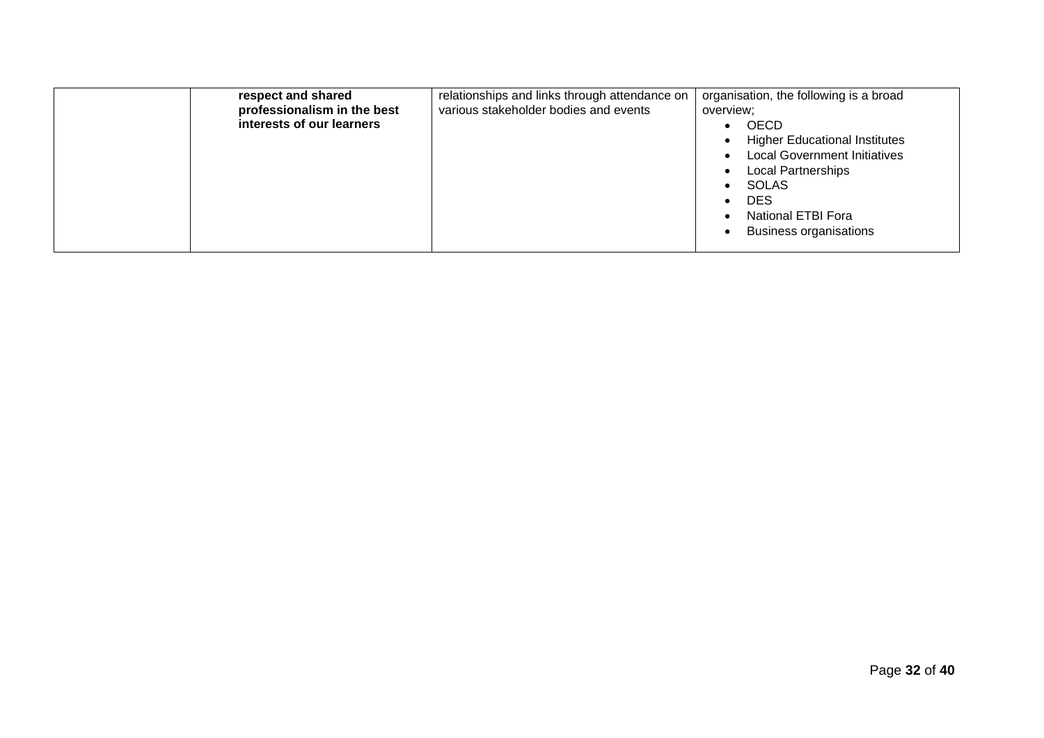|  | **respect and shared professionalism in the best interests of our learners** | relationships and links through attendance on various stakeholder bodies and events | organisation, the following is a broad overview;<br>• OECD<br>• Higher Educational Institutes<br>• Local Government Initiatives<br>• Local Partnerships<br>• SOLAS<br>• DES<br>• National ETBI Fora<br>• Business organisations |
|---|---|---|---|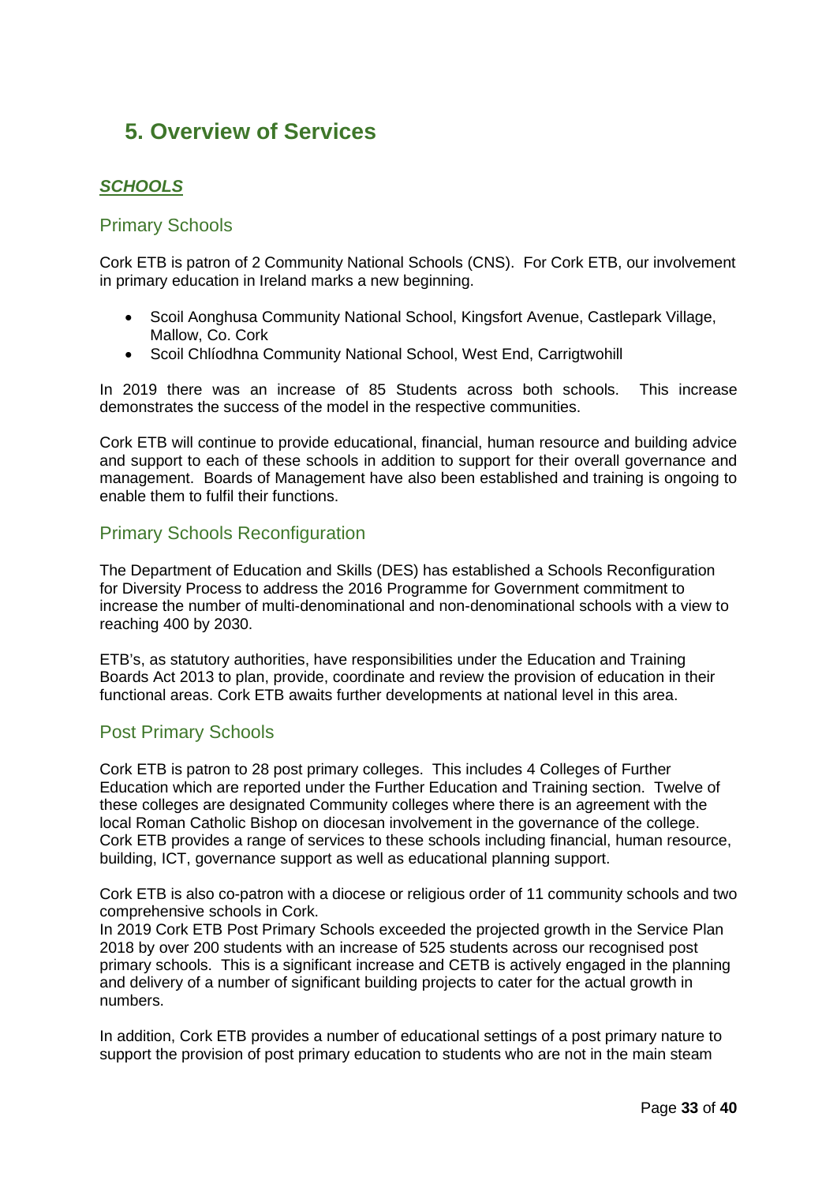# 5. Overview of Services

## ***SCHOOLS***

### Primary Schools

Cork ETB is patron of 2 Community National Schools (CNS). For Cork ETB, our involvement in primary education in Ireland marks a new beginning.

- Scoil Aonghusa Community National School, Kingsfort Avenue, Castlepark Village, Mallow, Co. Cork
- Scoil Chlíodhna Community National School, West End, Carrigtwohill

In 2019 there was an increase of 85 Students across both schools. This increase demonstrates the success of the model in the respective communities.

Cork ETB will continue to provide educational, financial, human resource and building advice and support to each of these schools in addition to support for their overall governance and management. Boards of Management have also been established and training is ongoing to enable them to fulfil their functions.

### Primary Schools Reconfiguration

The Department of Education and Skills (DES) has established a Schools Reconfiguration for Diversity Process to address the 2016 Programme for Government commitment to increase the number of multi-denominational and non-denominational schools with a view to reaching 400 by 2030.

ETB's, as statutory authorities, have responsibilities under the Education and Training Boards Act 2013 to plan, provide, coordinate and review the provision of education in their functional areas. Cork ETB awaits further developments at national level in this area.

### Post Primary Schools

Cork ETB is patron to 28 post primary colleges. This includes 4 Colleges of Further Education which are reported under the Further Education and Training section. Twelve of these colleges are designated Community colleges where there is an agreement with the local Roman Catholic Bishop on diocesan involvement in the governance of the college. Cork ETB provides a range of services to these schools including financial, human resource, building, ICT, governance support as well as educational planning support.

Cork ETB is also co-patron with a diocese or religious order of 11 community schools and two comprehensive schools in Cork.
In 2019 Cork ETB Post Primary Schools exceeded the projected growth in the Service Plan 2018 by over 200 students with an increase of 525 students across our recognised post primary schools. This is a significant increase and CETB is actively engaged in the planning and delivery of a number of significant building projects to cater for the actual growth in numbers.

In addition, Cork ETB provides a number of educational settings of a post primary nature to support the provision of post primary education to students who are not in the main steam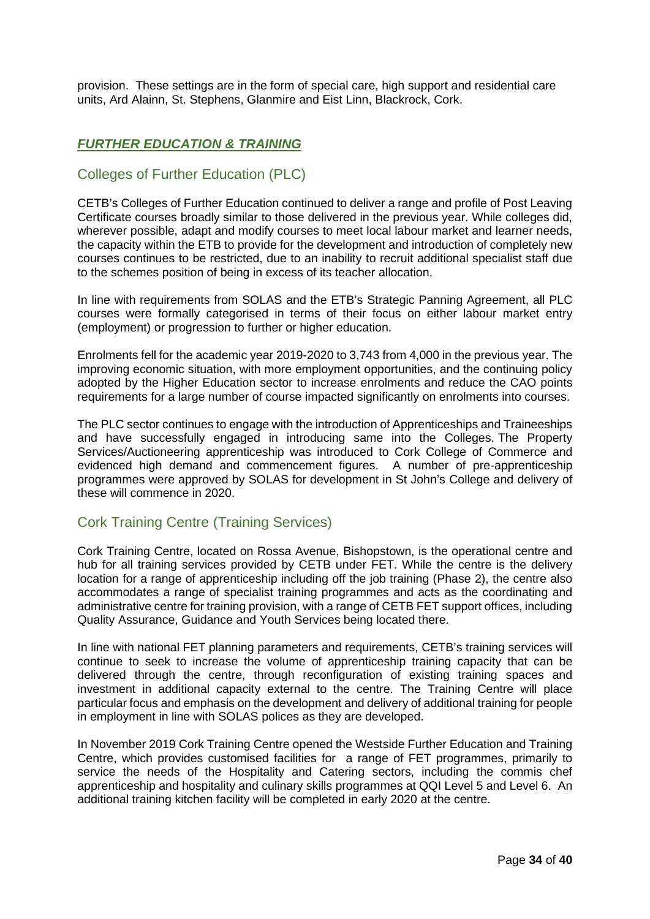provision. These settings are in the form of special care, high support and residential care units, Ard Alainn, St. Stephens, Glanmire and Eist Linn, Blackrock, Cork.

## ***FURTHER EDUCATION & TRAINING***

### Colleges of Further Education (PLC)

CETB's Colleges of Further Education continued to deliver a range and profile of Post Leaving Certificate courses broadly similar to those delivered in the previous year. While colleges did, wherever possible, adapt and modify courses to meet local labour market and learner needs, the capacity within the ETB to provide for the development and introduction of completely new courses continues to be restricted, due to an inability to recruit additional specialist staff due to the schemes position of being in excess of its teacher allocation.

In line with requirements from SOLAS and the ETB's Strategic Panning Agreement, all PLC courses were formally categorised in terms of their focus on either labour market entry (employment) or progression to further or higher education.

Enrolments fell for the academic year 2019-2020 to 3,743 from 4,000 in the previous year. The improving economic situation, with more employment opportunities, and the continuing policy adopted by the Higher Education sector to increase enrolments and reduce the CAO points requirements for a large number of course impacted significantly on enrolments into courses.

The PLC sector continues to engage with the introduction of Apprenticeships and Traineeships and have successfully engaged in introducing same into the Colleges. The Property Services/Auctioneering apprenticeship was introduced to Cork College of Commerce and evidenced high demand and commencement figures. A number of pre-apprenticeship programmes were approved by SOLAS for development in St John's College and delivery of these will commence in 2020.

### Cork Training Centre (Training Services)

Cork Training Centre, located on Rossa Avenue, Bishopstown, is the operational centre and hub for all training services provided by CETB under FET. While the centre is the delivery location for a range of apprenticeship including off the job training (Phase 2), the centre also accommodates a range of specialist training programmes and acts as the coordinating and administrative centre for training provision, with a range of CETB FET support offices, including Quality Assurance, Guidance and Youth Services being located there.

In line with national FET planning parameters and requirements, CETB's training services will continue to seek to increase the volume of apprenticeship training capacity that can be delivered through the centre, through reconfiguration of existing training spaces and investment in additional capacity external to the centre. The Training Centre will place particular focus and emphasis on the development and delivery of additional training for people in employment in line with SOLAS polices as they are developed.

In November 2019 Cork Training Centre opened the Westside Further Education and Training Centre, which provides customised facilities for a range of FET programmes, primarily to service the needs of the Hospitality and Catering sectors, including the commis chef apprenticeship and hospitality and culinary skills programmes at QQI Level 5 and Level 6. An additional training kitchen facility will be completed in early 2020 at the centre.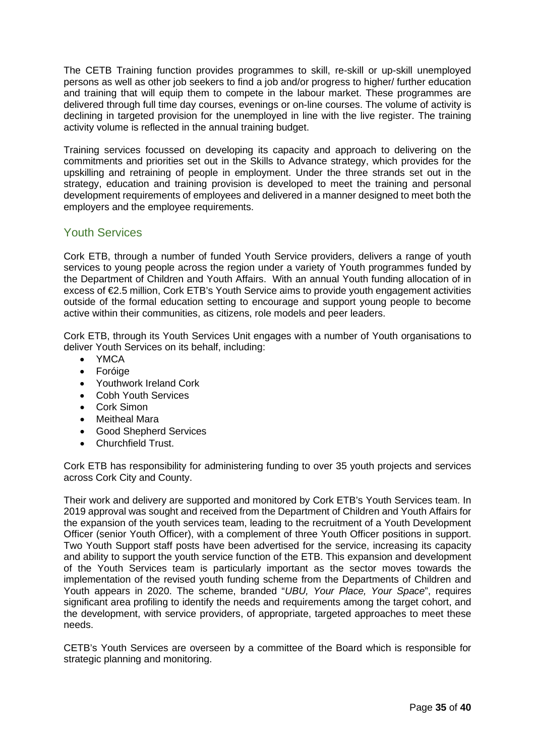The CETB Training function provides programmes to skill, re-skill or up-skill unemployed persons as well as other job seekers to find a job and/or progress to higher/ further education and training that will equip them to compete in the labour market. These programmes are delivered through full time day courses, evenings or on-line courses. The volume of activity is declining in targeted provision for the unemployed in line with the live register. The training activity volume is reflected in the annual training budget.

Training services focussed on developing its capacity and approach to delivering on the commitments and priorities set out in the Skills to Advance strategy, which provides for the upskilling and retraining of people in employment. Under the three strands set out in the strategy, education and training provision is developed to meet the training and personal development requirements of employees and delivered in a manner designed to meet both the employers and the employee requirements.

## Youth Services

Cork ETB, through a number of funded Youth Service providers, delivers a range of youth services to young people across the region under a variety of Youth programmes funded by the Department of Children and Youth Affairs. With an annual Youth funding allocation of in excess of €2.5 million, Cork ETB's Youth Service aims to provide youth engagement activities outside of the formal education setting to encourage and support young people to become active within their communities, as citizens, role models and peer leaders.

Cork ETB, through its Youth Services Unit engages with a number of Youth organisations to deliver Youth Services on its behalf, including:

- YMCA
- Foróige
- Youthwork Ireland Cork
- Cobh Youth Services
- Cork Simon
- Meitheal Mara
- Good Shepherd Services
- Churchfield Trust.

Cork ETB has responsibility for administering funding to over 35 youth projects and services across Cork City and County.

Their work and delivery are supported and monitored by Cork ETB's Youth Services team. In 2019 approval was sought and received from the Department of Children and Youth Affairs for the expansion of the youth services team, leading to the recruitment of a Youth Development Officer (senior Youth Officer), with a complement of three Youth Officer positions in support. Two Youth Support staff posts have been advertised for the service, increasing its capacity and ability to support the youth service function of the ETB. This expansion and development of the Youth Services team is particularly important as the sector moves towards the implementation of the revised youth funding scheme from the Departments of Children and Youth appears in 2020. The scheme, branded "*UBU, Your Place, Your Space*", requires significant area profiling to identify the needs and requirements among the target cohort, and the development, with service providers, of appropriate, targeted approaches to meet these needs.

CETB's Youth Services are overseen by a committee of the Board which is responsible for strategic planning and monitoring.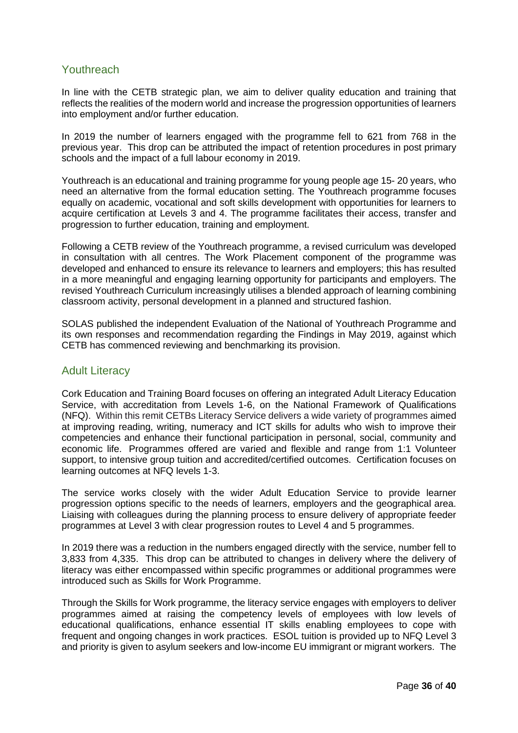## Youthreach

In line with the CETB strategic plan, we aim to deliver quality education and training that reflects the realities of the modern world and increase the progression opportunities of learners into employment and/or further education.

In 2019 the number of learners engaged with the programme fell to 621 from 768 in the previous year. This drop can be attributed the impact of retention procedures in post primary schools and the impact of a full labour economy in 2019.

Youthreach is an educational and training programme for young people age 15- 20 years, who need an alternative from the formal education setting. The Youthreach programme focuses equally on academic, vocational and soft skills development with opportunities for learners to acquire certification at Levels 3 and 4. The programme facilitates their access, transfer and progression to further education, training and employment.

Following a CETB review of the Youthreach programme, a revised curriculum was developed in consultation with all centres. The Work Placement component of the programme was developed and enhanced to ensure its relevance to learners and employers; this has resulted in a more meaningful and engaging learning opportunity for participants and employers. The revised Youthreach Curriculum increasingly utilises a blended approach of learning combining classroom activity, personal development in a planned and structured fashion.

SOLAS published the independent Evaluation of the National of Youthreach Programme and its own responses and recommendation regarding the Findings in May 2019, against which CETB has commenced reviewing and benchmarking its provision.

## Adult Literacy

Cork Education and Training Board focuses on offering an integrated Adult Literacy Education Service, with accreditation from Levels 1-6, on the National Framework of Qualifications (NFQ). Within this remit CETBs Literacy Service delivers a wide variety of programmes aimed at improving reading, writing, numeracy and ICT skills for adults who wish to improve their competencies and enhance their functional participation in personal, social, community and economic life. Programmes offered are varied and flexible and range from 1:1 Volunteer support, to intensive group tuition and accredited/certified outcomes. Certification focuses on learning outcomes at NFQ levels 1-3.

The service works closely with the wider Adult Education Service to provide learner progression options specific to the needs of learners, employers and the geographical area. Liaising with colleagues during the planning process to ensure delivery of appropriate feeder programmes at Level 3 with clear progression routes to Level 4 and 5 programmes.

In 2019 there was a reduction in the numbers engaged directly with the service, number fell to 3,833 from 4,335. This drop can be attributed to changes in delivery where the delivery of literacy was either encompassed within specific programmes or additional programmes were introduced such as Skills for Work Programme.

Through the Skills for Work programme, the literacy service engages with employers to deliver programmes aimed at raising the competency levels of employees with low levels of educational qualifications, enhance essential IT skills enabling employees to cope with frequent and ongoing changes in work practices. ESOL tuition is provided up to NFQ Level 3 and priority is given to asylum seekers and low-income EU immigrant or migrant workers. The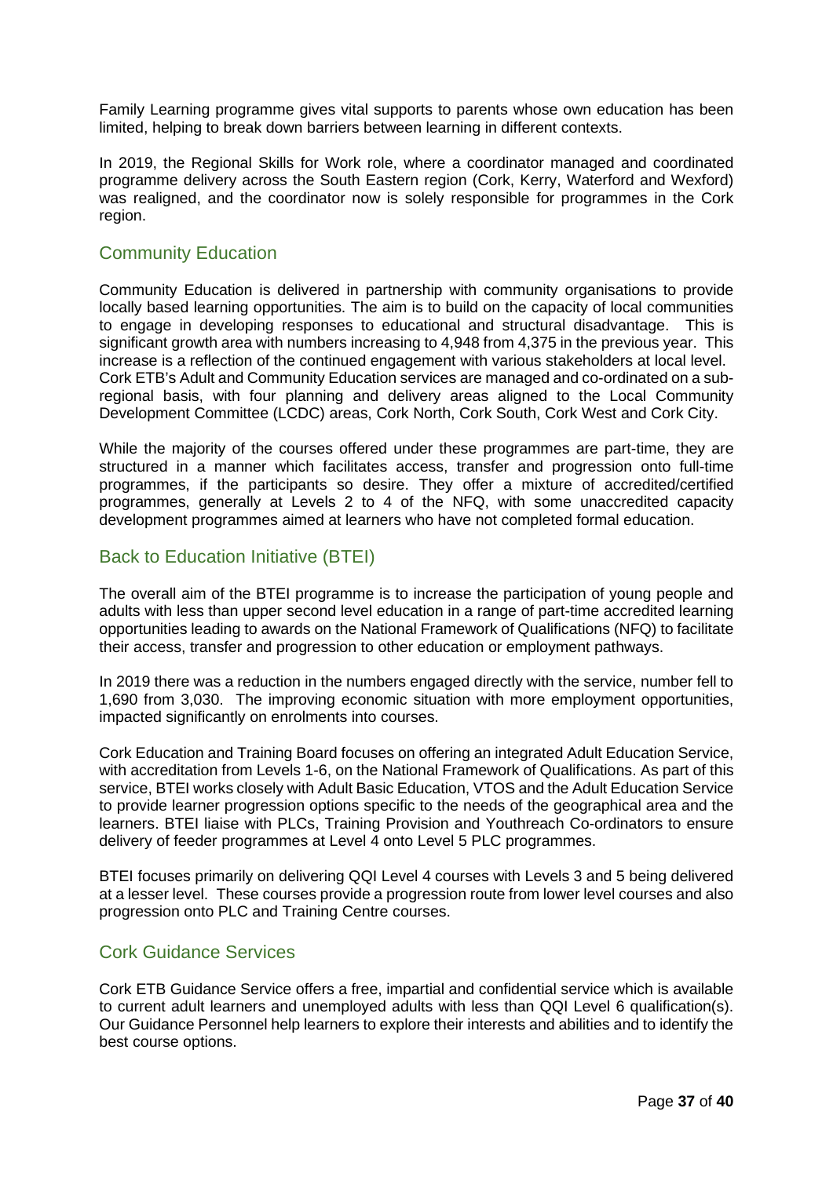Family Learning programme gives vital supports to parents whose own education has been limited, helping to break down barriers between learning in different contexts.

In 2019, the Regional Skills for Work role, where a coordinator managed and coordinated programme delivery across the South Eastern region (Cork, Kerry, Waterford and Wexford) was realigned, and the coordinator now is solely responsible for programmes in the Cork region.

## Community Education

Community Education is delivered in partnership with community organisations to provide locally based learning opportunities. The aim is to build on the capacity of local communities to engage in developing responses to educational and structural disadvantage. This is significant growth area with numbers increasing to 4,948 from 4,375 in the previous year. This increase is a reflection of the continued engagement with various stakeholders at local level. Cork ETB's Adult and Community Education services are managed and co-ordinated on a sub-regional basis, with four planning and delivery areas aligned to the Local Community Development Committee (LCDC) areas, Cork North, Cork South, Cork West and Cork City.

While the majority of the courses offered under these programmes are part-time, they are structured in a manner which facilitates access, transfer and progression onto full-time programmes, if the participants so desire. They offer a mixture of accredited/certified programmes, generally at Levels 2 to 4 of the NFQ, with some unaccredited capacity development programmes aimed at learners who have not completed formal education.

## Back to Education Initiative (BTEI)

The overall aim of the BTEI programme is to increase the participation of young people and adults with less than upper second level education in a range of part-time accredited learning opportunities leading to awards on the National Framework of Qualifications (NFQ) to facilitate their access, transfer and progression to other education or employment pathways.

In 2019 there was a reduction in the numbers engaged directly with the service, number fell to 1,690 from 3,030. The improving economic situation with more employment opportunities, impacted significantly on enrolments into courses.

Cork Education and Training Board focuses on offering an integrated Adult Education Service, with accreditation from Levels 1-6, on the National Framework of Qualifications. As part of this service, BTEI works closely with Adult Basic Education, VTOS and the Adult Education Service to provide learner progression options specific to the needs of the geographical area and the learners. BTEI liaise with PLCs, Training Provision and Youthreach Co-ordinators to ensure delivery of feeder programmes at Level 4 onto Level 5 PLC programmes.

BTEI focuses primarily on delivering QQI Level 4 courses with Levels 3 and 5 being delivered at a lesser level. These courses provide a progression route from lower level courses and also progression onto PLC and Training Centre courses.

## Cork Guidance Services

Cork ETB Guidance Service offers a free, impartial and confidential service which is available to current adult learners and unemployed adults with less than QQI Level 6 qualification(s). Our Guidance Personnel help learners to explore their interests and abilities and to identify the best course options.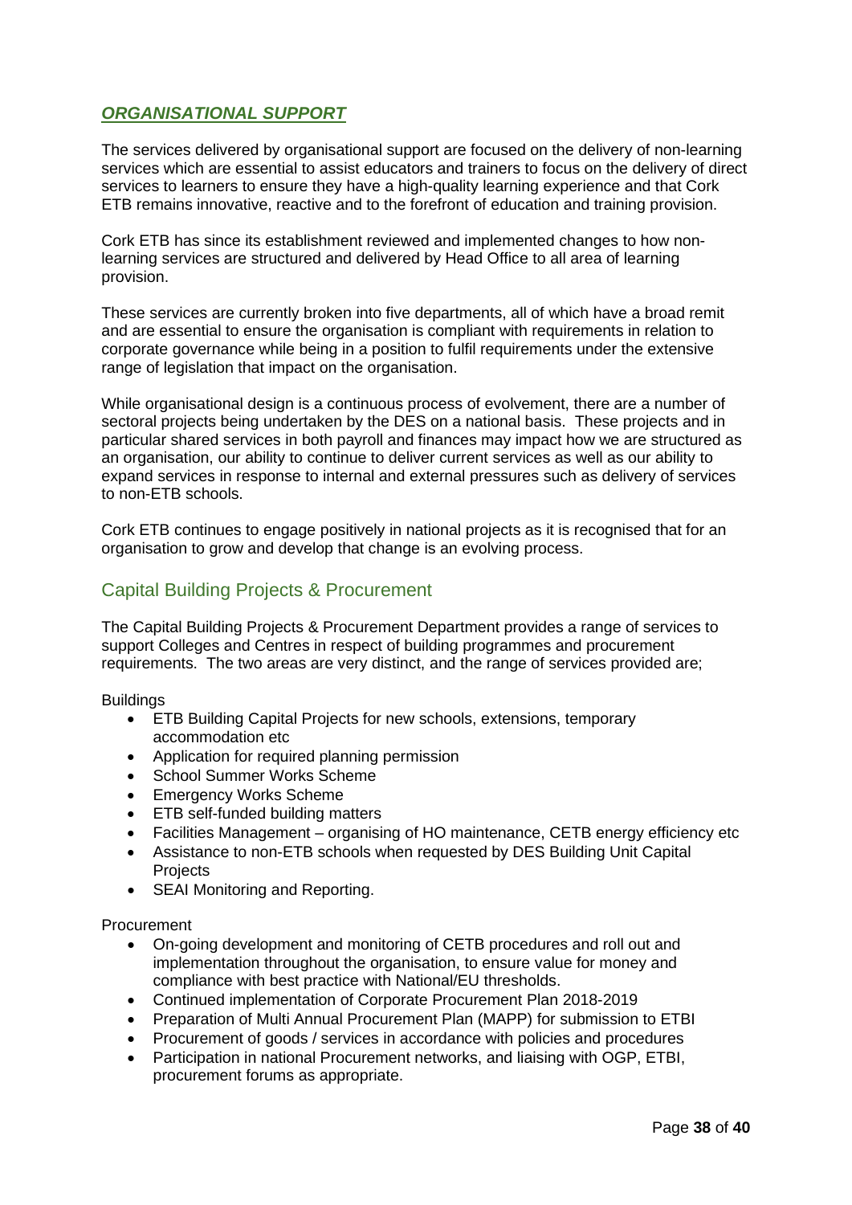## ***ORGANISATIONAL SUPPORT***

The services delivered by organisational support are focused on the delivery of non-learning services which are essential to assist educators and trainers to focus on the delivery of direct services to learners to ensure they have a high-quality learning experience and that Cork ETB remains innovative, reactive and to the forefront of education and training provision.

Cork ETB has since its establishment reviewed and implemented changes to how non-learning services are structured and delivered by Head Office to all area of learning provision.

These services are currently broken into five departments, all of which have a broad remit and are essential to ensure the organisation is compliant with requirements in relation to corporate governance while being in a position to fulfil requirements under the extensive range of legislation that impact on the organisation.

While organisational design is a continuous process of evolvement, there are a number of sectoral projects being undertaken by the DES on a national basis. These projects and in particular shared services in both payroll and finances may impact how we are structured as an organisation, our ability to continue to deliver current services as well as our ability to expand services in response to internal and external pressures such as delivery of services to non-ETB schools.

Cork ETB continues to engage positively in national projects as it is recognised that for an organisation to grow and develop that change is an evolving process.

### Capital Building Projects & Procurement

The Capital Building Projects & Procurement Department provides a range of services to support Colleges and Centres in respect of building programmes and procurement requirements. The two areas are very distinct, and the range of services provided are;

Buildings

- ETB Building Capital Projects for new schools, extensions, temporary accommodation etc
- Application for required planning permission
- School Summer Works Scheme
- Emergency Works Scheme
- ETB self-funded building matters
- Facilities Management – organising of HO maintenance, CETB energy efficiency etc
- Assistance to non-ETB schools when requested by DES Building Unit Capital Projects
- SEAI Monitoring and Reporting.

Procurement

- On-going development and monitoring of CETB procedures and roll out and implementation throughout the organisation, to ensure value for money and compliance with best practice with National/EU thresholds.
- Continued implementation of Corporate Procurement Plan 2018-2019
- Preparation of Multi Annual Procurement Plan (MAPP) for submission to ETBI
- Procurement of goods / services in accordance with policies and procedures
- Participation in national Procurement networks, and liaising with OGP, ETBI, procurement forums as appropriate.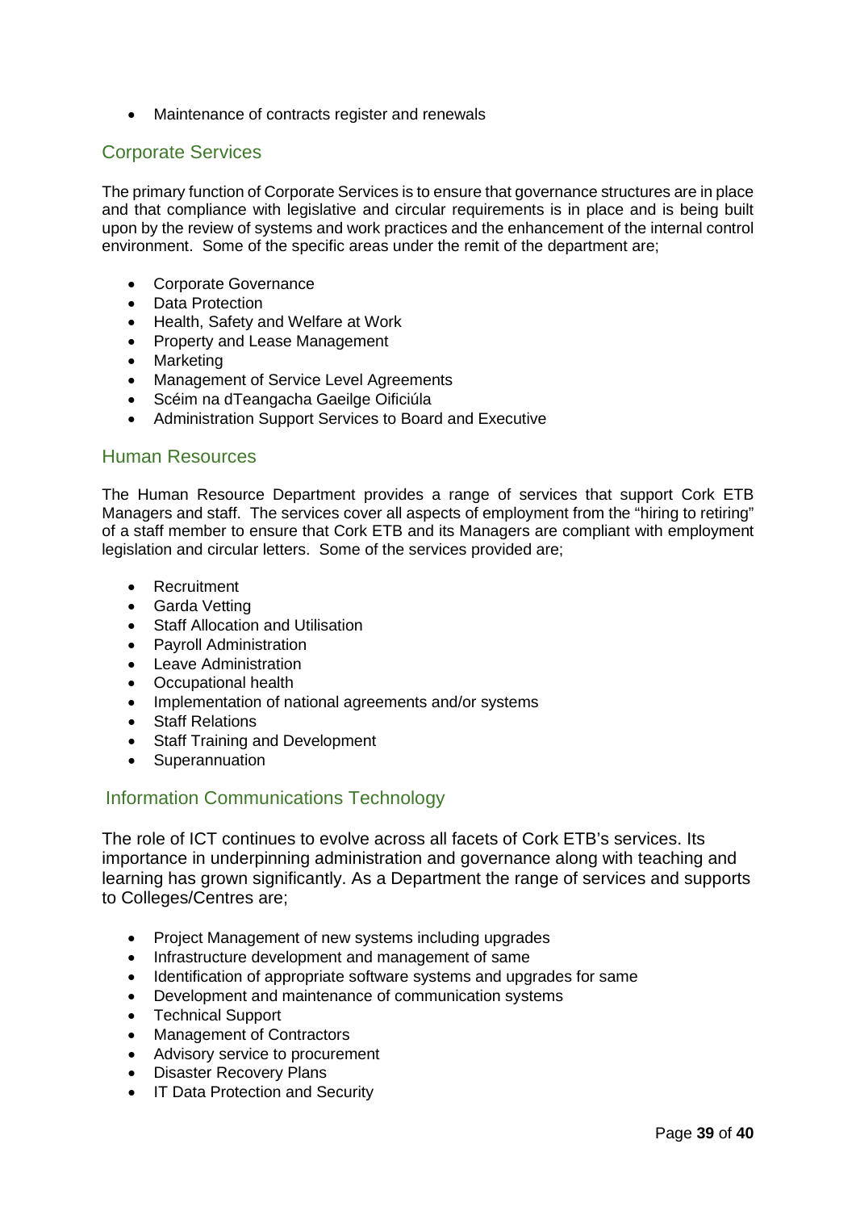- Maintenance of contracts register and renewals

## Corporate Services

The primary function of Corporate Services is to ensure that governance structures are in place and that compliance with legislative and circular requirements is in place and is being built upon by the review of systems and work practices and the enhancement of the internal control environment. Some of the specific areas under the remit of the department are;

- Corporate Governance
- Data Protection
- Health, Safety and Welfare at Work
- Property and Lease Management
- Marketing
- Management of Service Level Agreements
- Scéim na dTeangacha Gaeilge Oificiúla
- Administration Support Services to Board and Executive

## Human Resources

The Human Resource Department provides a range of services that support Cork ETB Managers and staff. The services cover all aspects of employment from the "hiring to retiring" of a staff member to ensure that Cork ETB and its Managers are compliant with employment legislation and circular letters. Some of the services provided are;

- Recruitment
- Garda Vetting
- Staff Allocation and Utilisation
- Payroll Administration
- Leave Administration
- Occupational health
- Implementation of national agreements and/or systems
- Staff Relations
- Staff Training and Development
- Superannuation

## Information Communications Technology

The role of ICT continues to evolve across all facets of Cork ETB's services. Its importance in underpinning administration and governance along with teaching and learning has grown significantly. As a Department the range of services and supports to Colleges/Centres are;

- Project Management of new systems including upgrades
- Infrastructure development and management of same
- Identification of appropriate software systems and upgrades for same
- Development and maintenance of communication systems
- Technical Support
- Management of Contractors
- Advisory service to procurement
- Disaster Recovery Plans
- IT Data Protection and Security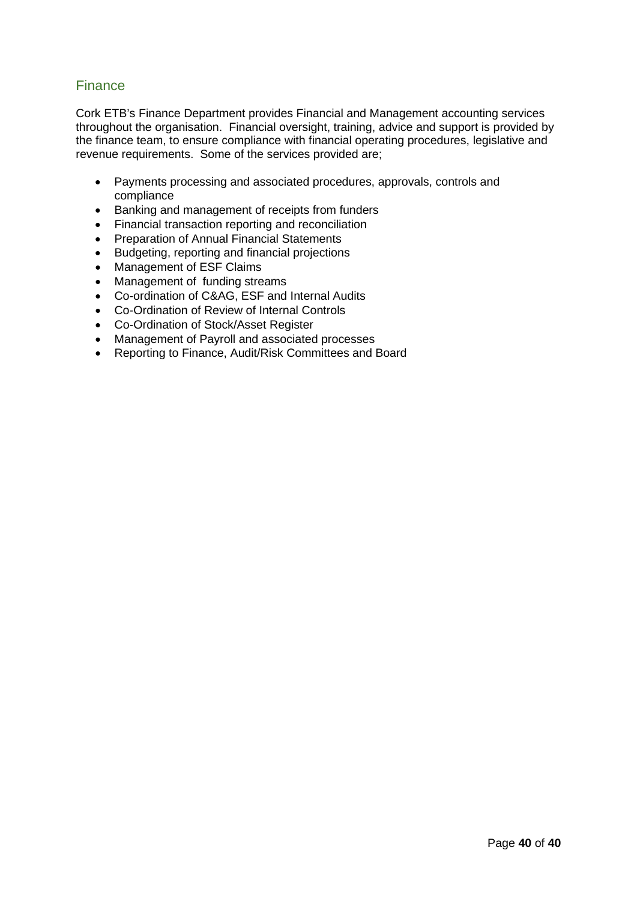## Finance

Cork ETB's Finance Department provides Financial and Management accounting services throughout the organisation. Financial oversight, training, advice and support is provided by the finance team, to ensure compliance with financial operating procedures, legislative and revenue requirements. Some of the services provided are;

- Payments processing and associated procedures, approvals, controls and compliance
- Banking and management of receipts from funders
- Financial transaction reporting and reconciliation
- Preparation of Annual Financial Statements
- Budgeting, reporting and financial projections
- Management of ESF Claims
- Management of funding streams
- Co-ordination of C&AG, ESF and Internal Audits
- Co-Ordination of Review of Internal Controls
- Co-Ordination of Stock/Asset Register
- Management of Payroll and associated processes
- Reporting to Finance, Audit/Risk Committees and Board